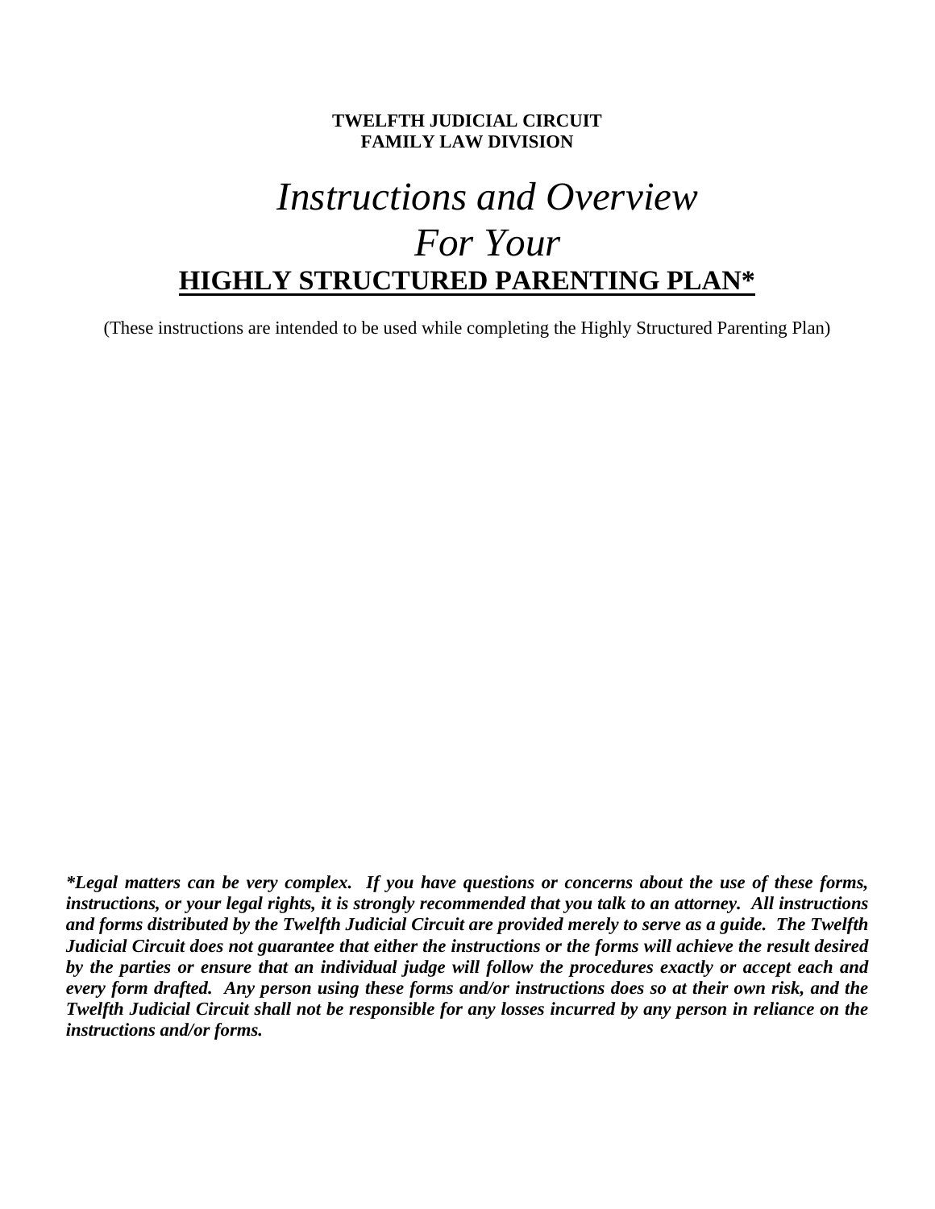**TWELFTH JUDICIAL CIRCUIT**
**FAMILY LAW DIVISION**

# *Instructions and Overview For Your*

# HIGHLY STRUCTURED PARENTING PLAN*

(These instructions are intended to be used while completing the Highly Structured Parenting Plan)

***Legal matters can be very complex. If you have questions or concerns about the use of these forms, instructions, or your legal rights, it is strongly recommended that you talk to an attorney. All instructions and forms distributed by the Twelfth Judicial Circuit are provided merely to serve as a guide. The Twelfth Judicial Circuit does not guarantee that either the instructions or the forms will achieve the result desired by the parties or ensure that an individual judge will follow the procedures exactly or accept each and every form drafted. Any person using these forms and/or instructions does so at their own risk, and the Twelfth Judicial Circuit shall not be responsible for any losses incurred by any person in reliance on the instructions and/or forms.***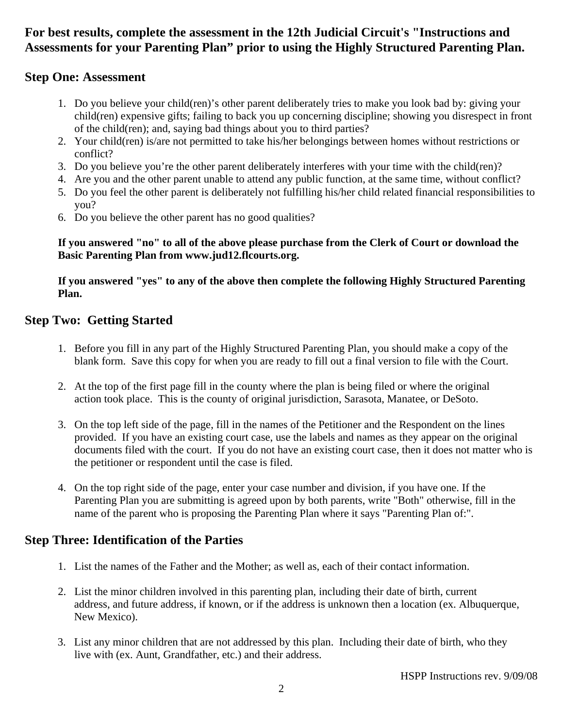**For best results, complete the assessment in the 12th Judicial Circuit's "Instructions and Assessments for your Parenting Plan" prior to using the Highly Structured Parenting Plan.**

## Step One: Assessment

1. Do you believe your child(ren)'s other parent deliberately tries to make you look bad by: giving your child(ren) expensive gifts; failing to back you up concerning discipline; showing you disrespect in front of the child(ren); and, saying bad things about you to third parties?
2. Your child(ren) is/are not permitted to take his/her belongings between homes without restrictions or conflict?
3. Do you believe you're the other parent deliberately interferes with your time with the child(ren)?
4. Are you and the other parent unable to attend any public function, at the same time, without conflict?
5. Do you feel the other parent is deliberately not fulfilling his/her child related financial responsibilities to you?
6. Do you believe the other parent has no good qualities?

**If you answered "no" to all of the above please purchase from the Clerk of Court or download the Basic Parenting Plan from www.jud12.flcourts.org.**

**If you answered "yes" to any of the above then complete the following Highly Structured Parenting Plan.**

## Step Two: Getting Started

1. Before you fill in any part of the Highly Structured Parenting Plan, you should make a copy of the blank form. Save this copy for when you are ready to fill out a final version to file with the Court.

2. At the top of the first page fill in the county where the plan is being filed or where the original action took place. This is the county of original jurisdiction, Sarasota, Manatee, or DeSoto.

3. On the top left side of the page, fill in the names of the Petitioner and the Respondent on the lines provided. If you have an existing court case, use the labels and names as they appear on the original documents filed with the court. If you do not have an existing court case, then it does not matter who is the petitioner or respondent until the case is filed.

4. On the top right side of the page, enter your case number and division, if you have one. If the Parenting Plan you are submitting is agreed upon by both parents, write "Both" otherwise, fill in the name of the parent who is proposing the Parenting Plan where it says "Parenting Plan of:".

## Step Three: Identification of the Parties

1. List the names of the Father and the Mother; as well as, each of their contact information.

2. List the minor children involved in this parenting plan, including their date of birth, current address, and future address, if known, or if the address is unknown then a location (ex. Albuquerque, New Mexico).

3. List any minor children that are not addressed by this plan. Including their date of birth, who they live with (ex. Aunt, Grandfather, etc.) and their address.

HSPP Instructions rev. 9/09/08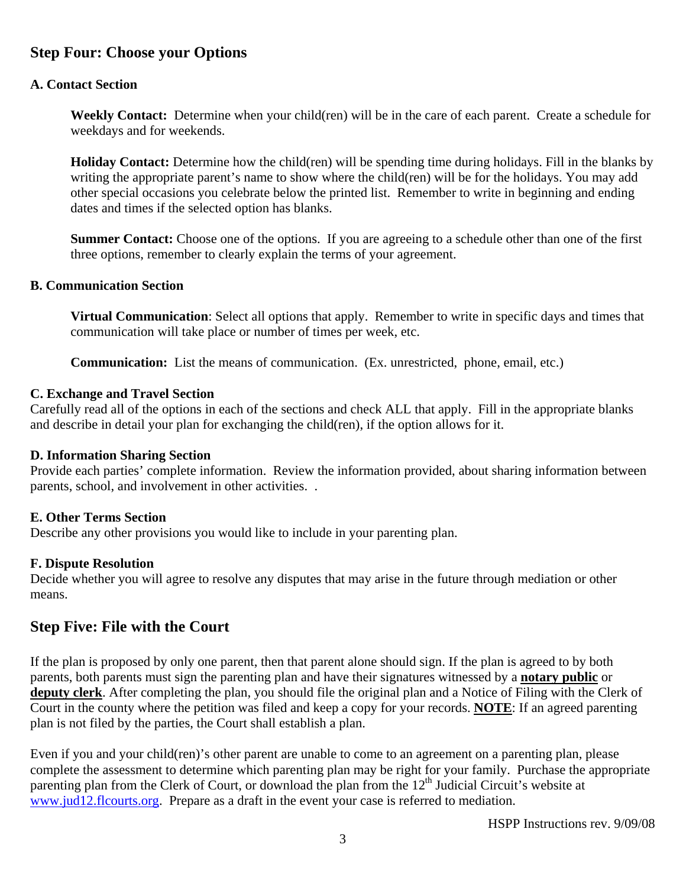## Step Four: Choose your Options

### A. Contact Section

**Weekly Contact:** Determine when your child(ren) will be in the care of each parent. Create a schedule for weekdays and for weekends.

**Holiday Contact:** Determine how the child(ren) will be spending time during holidays. Fill in the blanks by writing the appropriate parent's name to show where the child(ren) will be for the holidays. You may add other special occasions you celebrate below the printed list. Remember to write in beginning and ending dates and times if the selected option has blanks.

**Summer Contact:** Choose one of the options. If you are agreeing to a schedule other than one of the first three options, remember to clearly explain the terms of your agreement.

### B. Communication Section

**Virtual Communication**: Select all options that apply. Remember to write in specific days and times that communication will take place or number of times per week, etc.

**Communication:** List the means of communication. (Ex. unrestricted, phone, email, etc.)

### C. Exchange and Travel Section

Carefully read all of the options in each of the sections and check ALL that apply. Fill in the appropriate blanks and describe in detail your plan for exchanging the child(ren), if the option allows for it.

### D. Information Sharing Section

Provide each parties' complete information. Review the information provided, about sharing information between parents, school, and involvement in other activities. .

### E. Other Terms Section

Describe any other provisions you would like to include in your parenting plan.

### F. Dispute Resolution

Decide whether you will agree to resolve any disputes that may arise in the future through mediation or other means.

## Step Five: File with the Court

If the plan is proposed by only one parent, then that parent alone should sign. If the plan is agreed to by both parents, both parents must sign the parenting plan and have their signatures witnessed by a **notary public** or **deputy clerk**. After completing the plan, you should file the original plan and a Notice of Filing with the Clerk of Court in the county where the petition was filed and keep a copy for your records. **NOTE**: If an agreed parenting plan is not filed by the parties, the Court shall establish a plan.

Even if you and your child(ren)'s other parent are unable to come to an agreement on a parenting plan, please complete the assessment to determine which parenting plan may be right for your family. Purchase the appropriate parenting plan from the Clerk of Court, or download the plan from the 12th Judicial Circuit's website at www.jud12.flcourts.org. Prepare as a draft in the event your case is referred to mediation.

HSPP Instructions rev. 9/09/08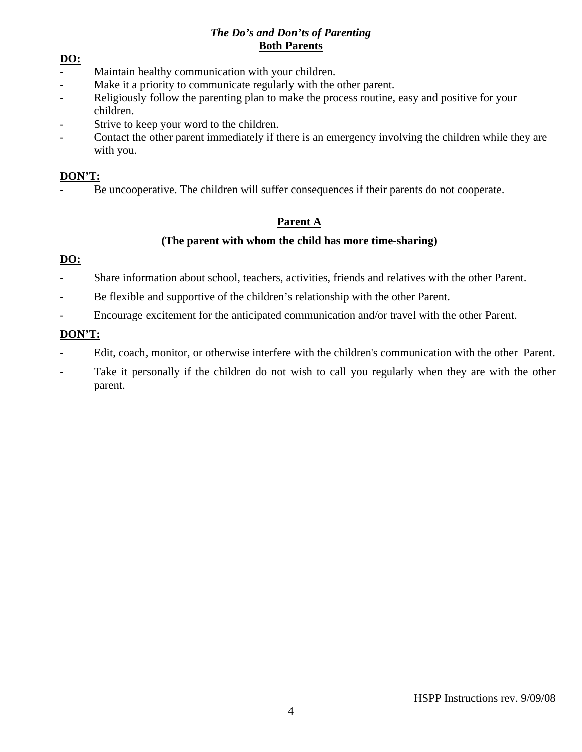## *The Do's and Don'ts of Parenting*

### Both Parents

**DO:**

- Maintain healthy communication with your children.
- Make it a priority to communicate regularly with the other parent.
- Religiously follow the parenting plan to make the process routine, easy and positive for your children.
- Strive to keep your word to the children.
- Contact the other parent immediately if there is an emergency involving the children while they are with you.

**DON'T:**

- Be uncooperative. The children will suffer consequences if their parents do not cooperate.

### Parent A

**(The parent with whom the child has more time-sharing)**

**DO:**

- Share information about school, teachers, activities, friends and relatives with the other Parent.
- Be flexible and supportive of the children's relationship with the other Parent.
- Encourage excitement for the anticipated communication and/or travel with the other Parent.

**DON'T:**

- Edit, coach, monitor, or otherwise interfere with the children's communication with the other Parent.
- Take it personally if the children do not wish to call you regularly when they are with the other parent.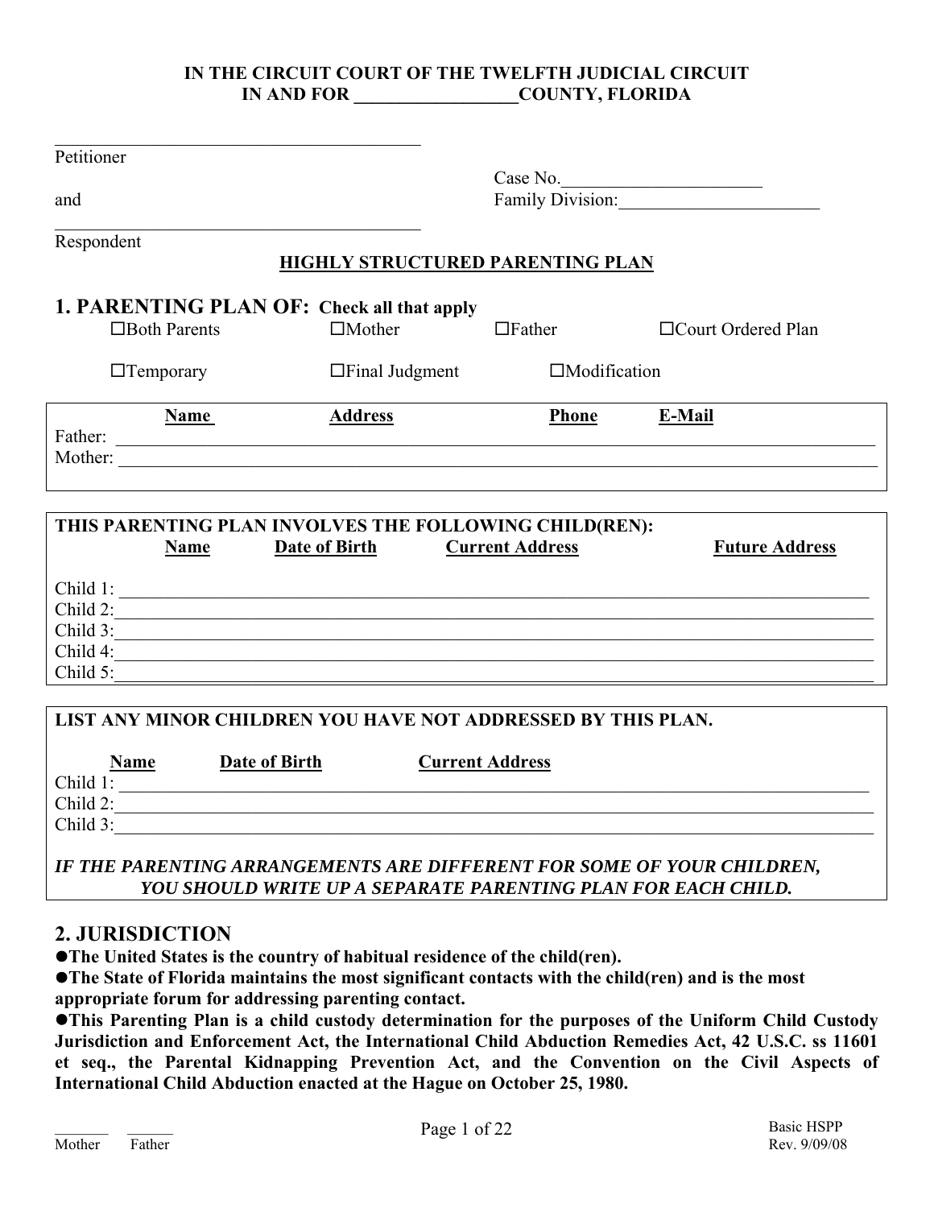**IN THE CIRCUIT COURT OF THE TWELFTH JUDICIAL CIRCUIT**
**IN AND FOR \_\_\_\_\_\_\_\_\_\_\_\_\_\_\_\_\_\_COUNTY, FLORIDA**

\_\_\_\_\_\_\_\_\_\_\_\_\_\_\_\_\_\_\_\_\_\_\_\_\_\_\_\_\_\_\_\_\_\_\_\_\_\_\_\_
Petitioner

and

\_\_\_\_\_\_\_\_\_\_\_\_\_\_\_\_\_\_\_\_\_\_\_\_\_\_\_\_\_\_\_\_\_\_\_\_\_\_\_\_
Respondent

Case No.\_\_\_\_\_\_\_\_\_\_\_\_\_\_\_\_\_\_\_\_\_\_
Family Division:\_\_\_\_\_\_\_\_\_\_\_\_\_\_\_\_\_\_\_\_\_\_

**HIGHLY STRUCTURED PARENTING PLAN**

## 1. PARENTING PLAN OF: Check all that apply

☐Both Parents ☐Mother ☐Father ☐Court Ordered Plan

☐Temporary ☐Final Judgment ☐Modification

| | Name | Address | Phone | E-Mail |
|---|---|---|---|---|
| Father: | | | | |
| Mother: | | | | |

**THIS PARENTING PLAN INVOLVES THE FOLLOWING CHILD(REN):**

| | Name | Date of Birth | Current Address | Future Address |
|---|---|---|---|---|
| Child 1: | | | | |
| Child 2: | | | | |
| Child 3: | | | | |
| Child 4: | | | | |
| Child 5: | | | | |

**LIST ANY MINOR CHILDREN YOU HAVE NOT ADDRESSED BY THIS PLAN.**

| | Name | Date of Birth | Current Address |
|---|---|---|---|
| Child 1: | | | |
| Child 2: | | | |
| Child 3: | | | |

***IF THE PARENTING ARRANGEMENTS ARE DIFFERENT FOR SOME OF YOUR CHILDREN, YOU SHOULD WRITE UP A SEPARATE PARENTING PLAN FOR EACH CHILD.***

## 2. JURISDICTION

- **The United States is the country of habitual residence of the child(ren).**
- **The State of Florida maintains the most significant contacts with the child(ren) and is the most appropriate forum for addressing parenting contact.**
- **This Parenting Plan is a child custody determination for the purposes of the Uniform Child Custody Jurisdiction and Enforcement Act, the International Child Abduction Remedies Act, 42 U.S.C. ss 11601 et seq., the Parental Kidnapping Prevention Act, and the Convention on the Civil Aspects of International Child Abduction enacted at the Hague on October 25, 1980.**

\_\_\_\_\_\_\_ \_\_\_\_\_\_
Mother Father

Basic HSPP
Rev. 9/09/08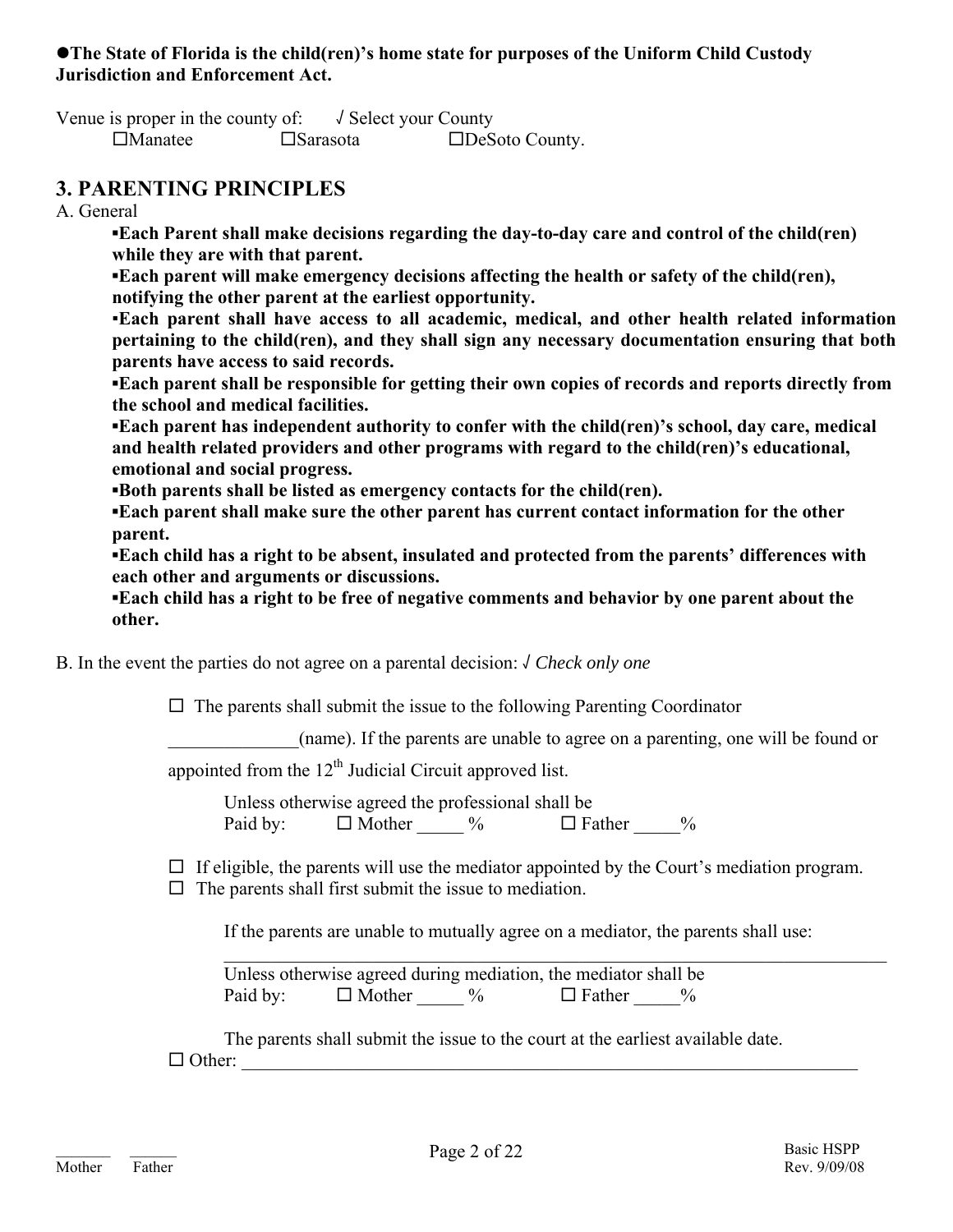●**The State of Florida is the child(ren)'s home state for purposes of the Uniform Child Custody Jurisdiction and Enforcement Act.**

Venue is proper in the county of: √ Select your County
☐Manatee ☐Sarasota ☐DeSoto County.

## 3. PARENTING PRINCIPLES

A. General

- **Each Parent shall make decisions regarding the day-to-day care and control of the child(ren) while they are with that parent.**
- **Each parent will make emergency decisions affecting the health or safety of the child(ren), notifying the other parent at the earliest opportunity.**
- **Each parent shall have access to all academic, medical, and other health related information pertaining to the child(ren), and they shall sign any necessary documentation ensuring that both parents have access to said records.**
- **Each parent shall be responsible for getting their own copies of records and reports directly from the school and medical facilities.**
- **Each parent has independent authority to confer with the child(ren)'s school, day care, medical and health related providers and other programs with regard to the child(ren)'s educational, emotional and social progress.**
- **Both parents shall be listed as emergency contacts for the child(ren).**
- **Each parent shall make sure the other parent has current contact information for the other parent.**
- **Each child has a right to be absent, insulated and protected from the parents' differences with each other and arguments or discussions.**
- **Each child has a right to be free of negative comments and behavior by one parent about the other.**

B. In the event the parties do not agree on a parental decision: √ *Check only one*

☐ The parents shall submit the issue to the following Parenting Coordinator ______________(name). If the parents are unable to agree on a parenting, one will be found or appointed from the 12th Judicial Circuit approved list.

Unless otherwise agreed the professional shall be
Paid by: ☐ Mother _____ % ☐ Father _____%

☐ If eligible, the parents will use the mediator appointed by the Court's mediation program.
☐ The parents shall first submit the issue to mediation.

If the parents are unable to mutually agree on a mediator, the parents shall use:
___________________________________________________________________________

Unless otherwise agreed during mediation, the mediator shall be
Paid by: ☐ Mother _____ % ☐ Father _____%

The parents shall submit the issue to the court at the earliest available date.
☐ Other: ______________________________________________________________________

_______ _______
Mother Father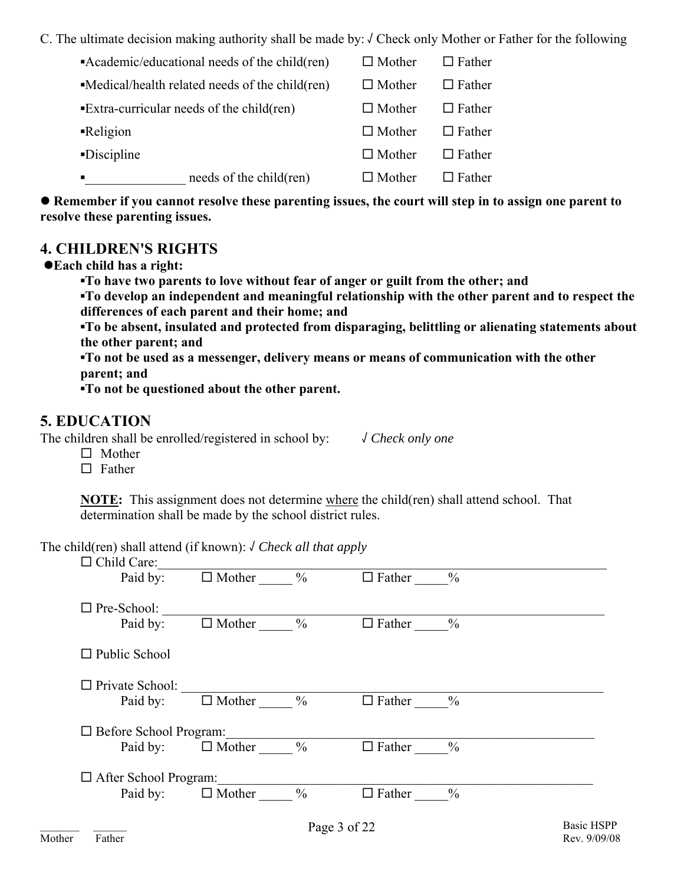C. The ultimate decision making authority shall be made by: √ Check only Mother or Father for the following

| | | |
|---|---|---|
| ▪Academic/educational needs of the child(ren) | ☐ Mother | ☐ Father |
| ▪Medical/health related needs of the child(ren) | ☐ Mother | ☐ Father |
| ▪Extra-curricular needs of the child(ren) | ☐ Mother | ☐ Father |
| ▪Religion | ☐ Mother | ☐ Father |
| ▪Discipline | ☐ Mother | ☐ Father |
| ▪_______________ needs of the child(ren) | ☐ Mother | ☐ Father |

● **Remember if you cannot resolve these parenting issues, the court will step in to assign one parent to resolve these parenting issues.**

## 4. CHILDREN'S RIGHTS

●**Each child has a right:**

- **To have two parents to love without fear of anger or guilt from the other; and**
- **To develop an independent and meaningful relationship with the other parent and to respect the differences of each parent and their home; and**
- **To be absent, insulated and protected from disparaging, belittling or alienating statements about the other parent; and**
- **To not be used as a messenger, delivery means or means of communication with the other parent; and**
- **To not be questioned about the other parent.**

## 5. EDUCATION

The children shall be enrolled/registered in school by: √ *Check only one*

☐ Mother
☐ Father

**NOTE:** This assignment does not determine where the child(ren) shall attend school. That determination shall be made by the school district rules.

The child(ren) shall attend (if known): √ *Check all that apply*

☐ Child Care:______________________________________________
Paid by: ☐ Mother _____ % ☐ Father _____%

☐ Pre-School: ______________________________________________
Paid by: ☐ Mother _____ % ☐ Father _____%

☐ Public School

☐ Private School: ___________________________________________
Paid by: ☐ Mother _____ % ☐ Father _____%

☐ Before School Program:_____________________________________
Paid by: ☐ Mother _____ % ☐ Father _____%

☐ After School Program:______________________________________
Paid by: ☐ Mother _____ % ☐ Father _____%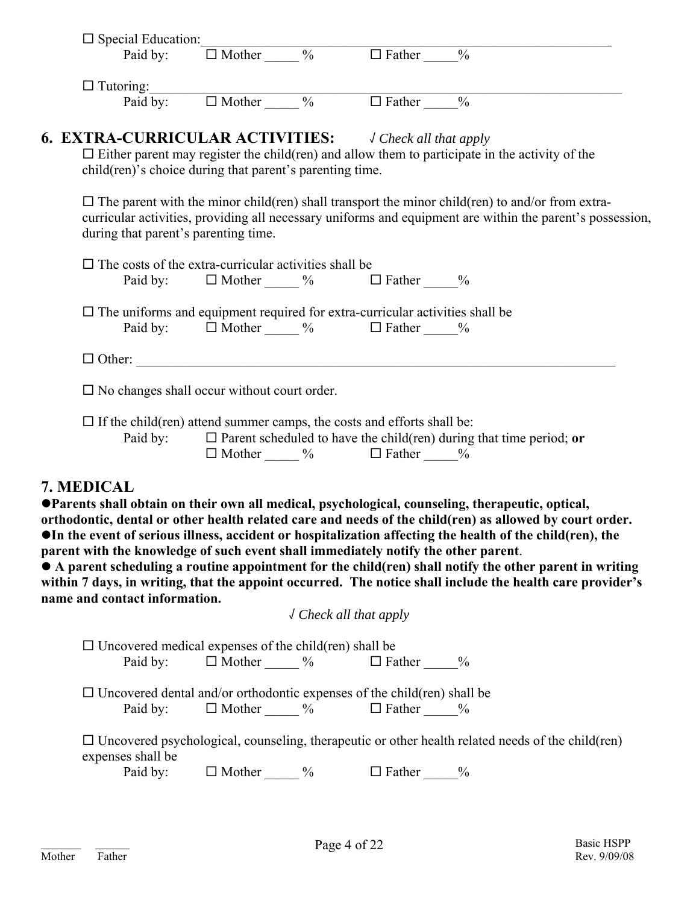☐ Special Education:_______________________________________________________________

Paid by: ☐ Mother _____ % ☐ Father _____%

☐ Tutoring:_______________________________________________________________________

Paid by: ☐ Mother _____ % ☐ Father _____%

## 6. EXTRA-CURRICULAR ACTIVITIES: *√ Check all that apply*

☐ Either parent may register the child(ren) and allow them to participate in the activity of the child(ren)'s choice during that parent's parenting time.

☐ The parent with the minor child(ren) shall transport the minor child(ren) to and/or from extra-curricular activities, providing all necessary uniforms and equipment are within the parent's possession, during that parent's parenting time.

☐ The costs of the extra-curricular activities shall be

Paid by: ☐ Mother _____ % ☐ Father _____%

☐ The uniforms and equipment required for extra-curricular activities shall be

Paid by: ☐ Mother _____ % ☐ Father _____%

☐ Other: _________________________________________________________________________

☐ No changes shall occur without court order.

☐ If the child(ren) attend summer camps, the costs and efforts shall be:

Paid by: ☐ Parent scheduled to have the child(ren) during that time period; **or**

☐ Mother _____ % ☐ Father _____%

## 7. MEDICAL

**●Parents shall obtain on their own all medical, psychological, counseling, therapeutic, optical, orthodontic, dental or other health related care and needs of the child(ren) as allowed by court order.**
**●In the event of serious illness, accident or hospitalization affecting the health of the child(ren), the parent with the knowledge of such event shall immediately notify the other parent**.
**● A parent scheduling a routine appointment for the child(ren) shall notify the other parent in writing within 7 days, in writing, that the appoint occurred. The notice shall include the health care provider's name and contact information.**

*√ Check all that apply*

☐ Uncovered medical expenses of the child(ren) shall be

Paid by: ☐ Mother _____ % ☐ Father _____%

☐ Uncovered dental and/or orthodontic expenses of the child(ren) shall be

Paid by: ☐ Mother _____ % ☐ Father _____%

☐ Uncovered psychological, counseling, therapeutic or other health related needs of the child(ren) expenses shall be

Paid by: ☐ Mother _____ % ☐ Father _____%

_______ Mother _______ Father

Basic HSPP
Rev. 9/09/08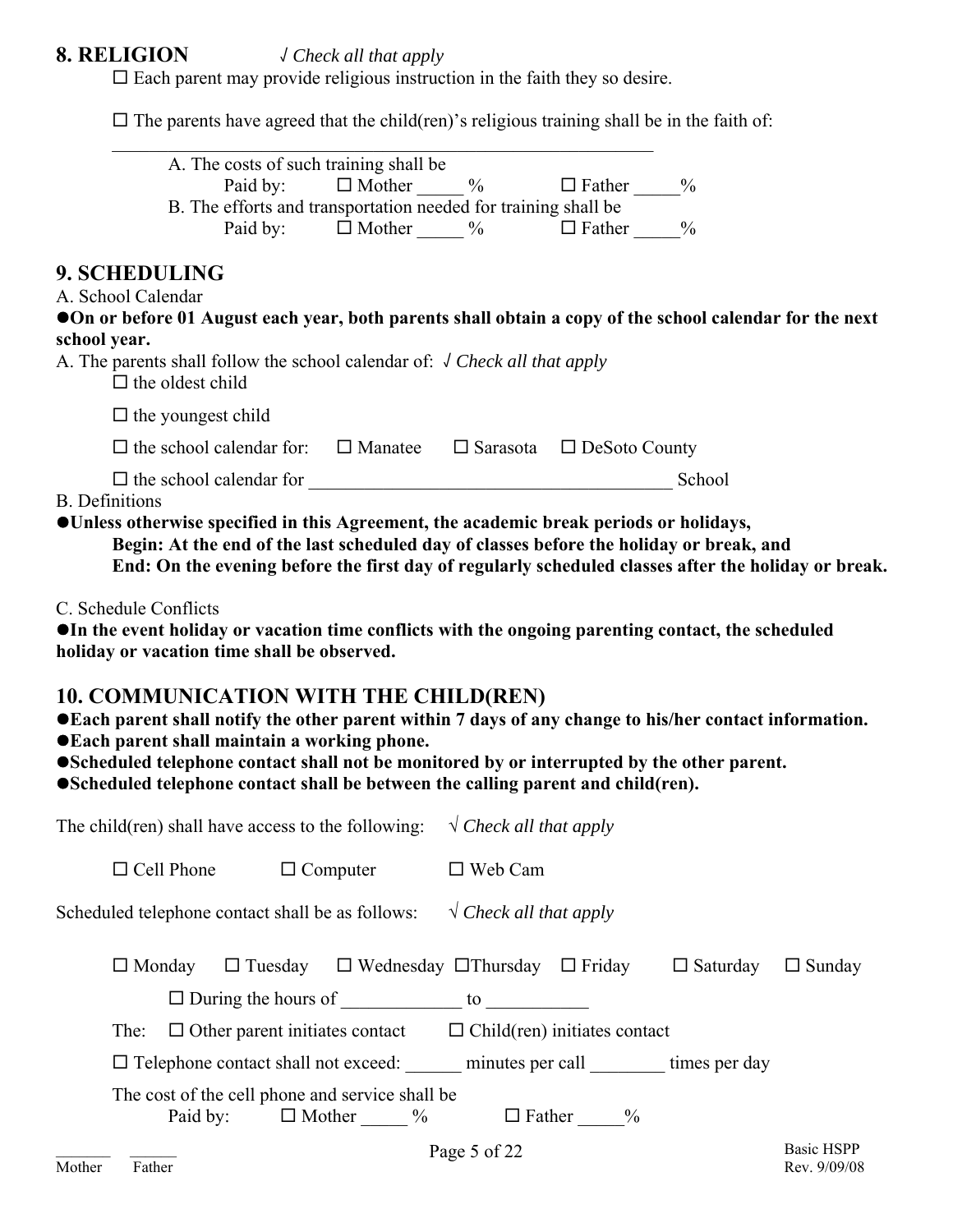## 8. RELIGION

*√ Check all that apply*

☐ Each parent may provide religious instruction in the faith they so desire.

☐ The parents have agreed that the child(ren)'s religious training shall be in the faith of:

_______________________________________________________________

A. The costs of such training shall be
Paid by: ☐ Mother _____ % ☐ Father _____%

B. The efforts and transportation needed for training shall be
Paid by: ☐ Mother _____ % ☐ Father _____%

## 9. SCHEDULING

A. School Calendar

●**On or before 01 August each year, both parents shall obtain a copy of the school calendar for the next school year.**

A. The parents shall follow the school calendar of: *√ Check all that apply*

☐ the oldest child

☐ the youngest child

☐ the school calendar for: ☐ Manatee ☐ Sarasota ☐ DeSoto County

☐ the school calendar for _______________________________________ School

B. Definitions

●**Unless otherwise specified in this Agreement, the academic break periods or holidays,**
**Begin: At the end of the last scheduled day of classes before the holiday or break, and**
**End: On the evening before the first day of regularly scheduled classes after the holiday or break.**

C. Schedule Conflicts

●**In the event holiday or vacation time conflicts with the ongoing parenting contact, the scheduled holiday or vacation time shall be observed.**

## 10. COMMUNICATION WITH THE CHILD(REN)

●**Each parent shall notify the other parent within 7 days of any change to his/her contact information.**
●**Each parent shall maintain a working phone.**
●**Scheduled telephone contact shall not be monitored by or interrupted by the other parent.**
●**Scheduled telephone contact shall be between the calling parent and child(ren).**

The child(ren) shall have access to the following: *√ Check all that apply*

☐ Cell Phone ☐ Computer ☐ Web Cam

Scheduled telephone contact shall be as follows: *√ Check all that apply*

☐ Monday ☐ Tuesday ☐ Wednesday ☐Thursday ☐ Friday ☐ Saturday ☐ Sunday

☐ During the hours of _____________ to ___________

The: ☐ Other parent initiates contact ☐ Child(ren) initiates contact

☐ Telephone contact shall not exceed: ______ minutes per call ________ times per day

The cost of the cell phone and service shall be
Paid by: ☐ Mother _____ % ☐ Father _____%

_______ ______
Mother Father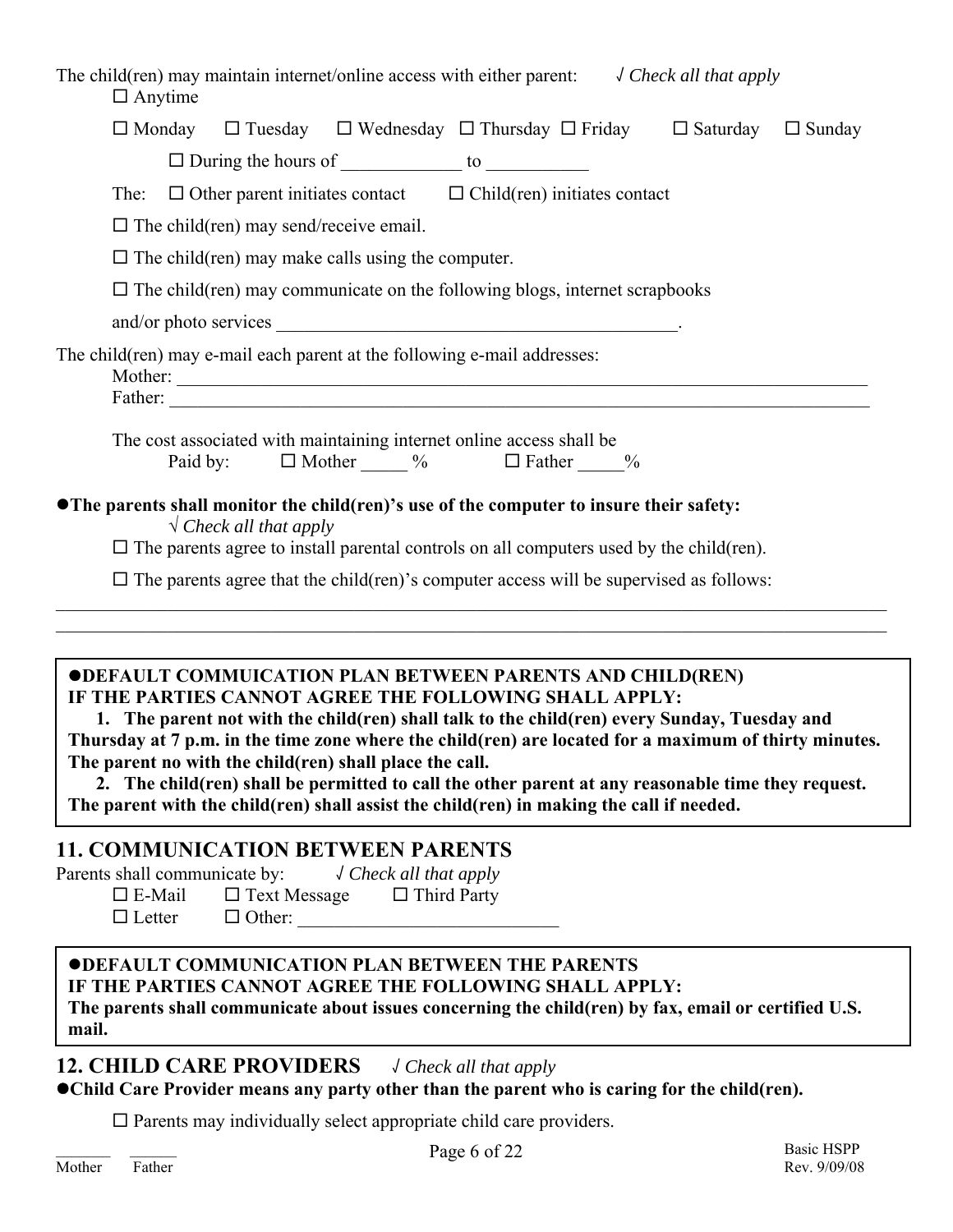The child(ren) may maintain internet/online access with either parent: √ *Check all that apply*

☐ Anytime

☐ Monday ☐ Tuesday ☐ Wednesday ☐ Thursday ☐ Friday ☐ Saturday ☐ Sunday

☐ During the hours of _____________ to ___________

The: ☐ Other parent initiates contact ☐ Child(ren) initiates contact

☐ The child(ren) may send/receive email.

☐ The child(ren) may make calls using the computer.

☐ The child(ren) may communicate on the following blogs, internet scrapbooks and/or photo services ____________________________________________.

The child(ren) may e-mail each parent at the following e-mail addresses:

Mother: ________________________________________________________________________________

Father: ________________________________________________________________________________

The cost associated with maintaining internet online access shall be

Paid by: ☐ Mother _____ % ☐ Father _____%

●**The parents shall monitor the child(ren)'s use of the computer to insure their safety:**

√ *Check all that apply*

☐ The parents agree to install parental controls on all computers used by the child(ren).

☐ The parents agree that the child(ren)'s computer access will be supervised as follows:

______________________________________________________________________________________________

______________________________________________________________________________________________

**●DEFAULT COMMUICATION PLAN BETWEEN PARENTS AND CHILD(REN)**
**IF THE PARTIES CANNOT AGREE THE FOLLOWING SHALL APPLY:**

**1. The parent not with the child(ren) shall talk to the child(ren) every Sunday, Tuesday and Thursday at 7 p.m. in the time zone where the child(ren) are located for a maximum of thirty minutes. The parent no with the child(ren) shall place the call.**

**2. The child(ren) shall be permitted to call the other parent at any reasonable time they request. The parent with the child(ren) shall assist the child(ren) in making the call if needed.**

## 11. COMMUNICATION BETWEEN PARENTS

Parents shall communicate by: √ *Check all that apply*

☐ E-Mail ☐ Text Message ☐ Third Party

☐ Letter ☐ Other: ____________________________

**●DEFAULT COMMUNICATION PLAN BETWEEN THE PARENTS**
**IF THE PARTIES CANNOT AGREE THE FOLLOWING SHALL APPLY:**
**The parents shall communicate about issues concerning the child(ren) by fax, email or certified U.S. mail.**

## 12. CHILD CARE PROVIDERS √ *Check all that apply*

●**Child Care Provider means any party other than the parent who is caring for the child(ren).**

☐ Parents may individually select appropriate child care providers.

_______ _______
Mother Father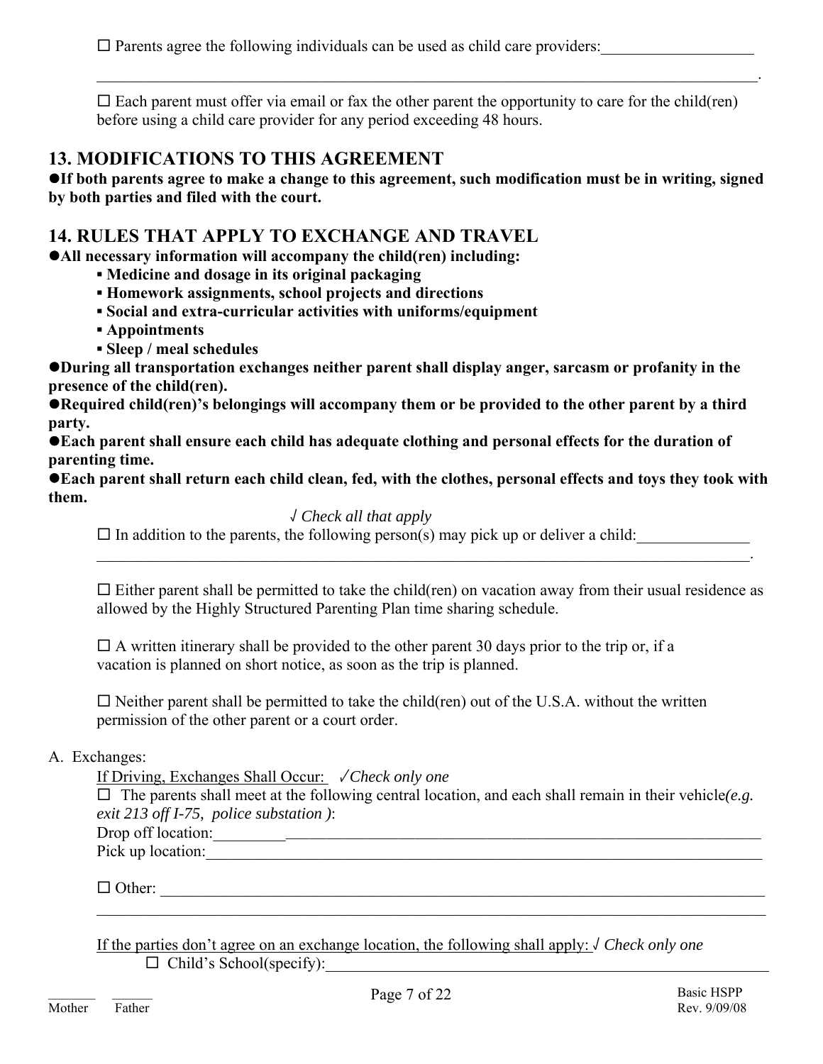☐ Parents agree the following individuals can be used as child care providers:___________________

_________________________________________________________________________________.

☐ Each parent must offer via email or fax the other parent the opportunity to care for the child(ren) before using a child care provider for any period exceeding 48 hours.

## 13. MODIFICATIONS TO THIS AGREEMENT

●**If both parents agree to make a change to this agreement, such modification must be in writing, signed by both parties and filed with the court.**

## 14. RULES THAT APPLY TO EXCHANGE AND TRAVEL

●**All necessary information will accompany the child(ren) including:**

- **Medicine and dosage in its original packaging**
- **Homework assignments, school projects and directions**
- **Social and extra-curricular activities with uniforms/equipment**
- **Appointments**
- **Sleep / meal schedules**

●**During all transportation exchanges neither parent shall display anger, sarcasm or profanity in the presence of the child(ren).**

●**Required child(ren)'s belongings will accompany them or be provided to the other parent by a third party.**

●**Each parent shall ensure each child has adequate clothing and personal effects for the duration of parenting time.**

●**Each parent shall return each child clean, fed, with the clothes, personal effects and toys they took with them.**

*√ Check all that apply*

☐ In addition to the parents, the following person(s) may pick up or deliver a child:______________

_________________________________________________________________________________.

☐ Either parent shall be permitted to take the child(ren) on vacation away from their usual residence as allowed by the Highly Structured Parenting Plan time sharing schedule.

☐ A written itinerary shall be provided to the other parent 30 days prior to the trip or, if a vacation is planned on short notice, as soon as the trip is planned.

☐ Neither parent shall be permitted to take the child(ren) out of the U.S.A. without the written permission of the other parent or a court order.

A. Exchanges:

If Driving, Exchanges Shall Occur: *√ Check only one*

☐ The parents shall meet at the following central location, and each shall remain in their vehicle *(e.g. exit 213 off I-75, police substation )*:

Drop off location:_________________________________________________________________

Pick up location:__________________________________________________________________

☐ Other: __________________________________________________________________________

_________________________________________________________________________________

If the parties don't agree on an exchange location, the following shall apply: *√ Check only one*

☐ Child's School(specify):___________________________________________________________

_______ Mother _______ Father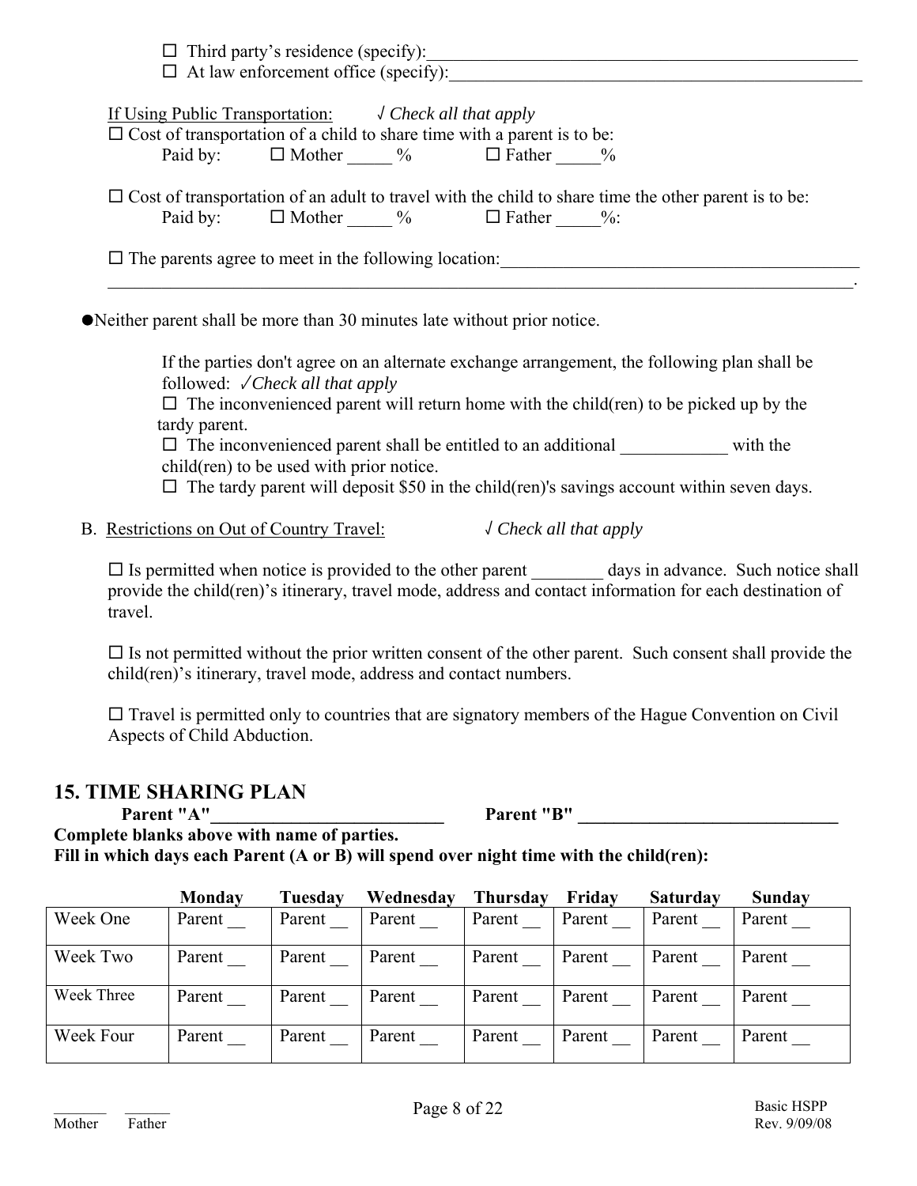☐ Third party's residence (specify):\_\_\_\_\_\_\_\_\_\_\_\_\_\_\_\_\_\_\_\_\_\_\_\_\_\_\_\_\_\_\_\_\_\_\_\_\_\_\_\_\_\_\_\_
☐ At law enforcement office (specify):\_\_\_\_\_\_\_\_\_\_\_\_\_\_\_\_\_\_\_\_\_\_\_\_\_\_\_\_\_\_\_\_\_\_\_\_\_\_\_\_\_\_

If Using Public Transportation: √ *Check all that apply*
☐ Cost of transportation of a child to share time with a parent is to be:
Paid by: ☐ Mother \_\_\_\_\_ % ☐ Father \_\_\_\_\_%

☐ Cost of transportation of an adult to travel with the child to share time the other parent is to be:
Paid by: ☐ Mother \_\_\_\_\_ % ☐ Father \_\_\_\_\_%:

☐ The parents agree to meet in the following location:\_\_\_\_\_\_\_\_\_\_\_\_\_\_\_\_\_\_\_\_\_\_\_\_\_\_\_\_\_\_\_\_\_\_\_\_\_\_
\_\_\_\_\_\_\_\_\_\_\_\_\_\_\_\_\_\_\_\_\_\_\_\_\_\_\_\_\_\_\_\_\_\_\_\_\_\_\_\_\_\_\_\_\_\_\_\_\_\_\_\_\_\_\_\_\_\_\_\_\_\_\_\_\_\_\_\_\_\_\_\_\_\_\_\_\_\_.

- Neither parent shall be more than 30 minutes late without prior notice.

If the parties don't agree on an alternate exchange arrangement, the following plan shall be followed: ✓*Check all that apply*
☐ The inconvenienced parent will return home with the child(ren) to be picked up by the tardy parent.
☐ The inconvenienced parent shall be entitled to an additional \_\_\_\_\_\_\_\_\_\_\_\_ with the child(ren) to be used with prior notice.
☐ The tardy parent will deposit $50 in the child(ren)'s savings account within seven days.

B. Restrictions on Out of Country Travel: √ *Check all that apply*

☐ Is permitted when notice is provided to the other parent \_\_\_\_\_\_\_\_ days in advance. Such notice shall provide the child(ren)'s itinerary, travel mode, address and contact information for each destination of travel.

☐ Is not permitted without the prior written consent of the other parent. Such consent shall provide the child(ren)'s itinerary, travel mode, address and contact numbers.

☐ Travel is permitted only to countries that are signatory members of the Hague Convention on Civil Aspects of Child Abduction.

## 15. TIME SHARING PLAN

**Parent "A"\_\_\_\_\_\_\_\_\_\_\_\_\_\_\_\_\_\_\_\_\_\_\_\_\_\_ Parent "B" \_\_\_\_\_\_\_\_\_\_\_\_\_\_\_\_\_\_\_\_\_\_\_\_\_\_\_\_\_\_**

**Complete blanks above with name of parties.**
**Fill in which days each Parent (A or B) will spend over night time with the child(ren):**

| | Monday | Tuesday | Wednesday | Thursday | Friday | Saturday | Sunday |
|---|---|---|---|---|---|---|---|
| Week One | Parent \_\_ | Parent \_\_ | Parent \_\_ | Parent \_\_ | Parent \_\_ | Parent \_\_ | Parent \_\_ |
| Week Two | Parent \_\_ | Parent \_\_ | Parent \_\_ | Parent \_\_ | Parent \_\_ | Parent \_\_ | Parent \_\_ |
| Week Three | Parent \_\_ | Parent \_\_ | Parent \_\_ | Parent \_\_ | Parent \_\_ | Parent \_\_ | Parent \_\_ |
| Week Four | Parent \_\_ | Parent \_\_ | Parent \_\_ | Parent \_\_ | Parent \_\_ | Parent \_\_ | Parent \_\_ |

\_\_\_\_\_\_\_ \_\_\_\_\_\_
Mother Father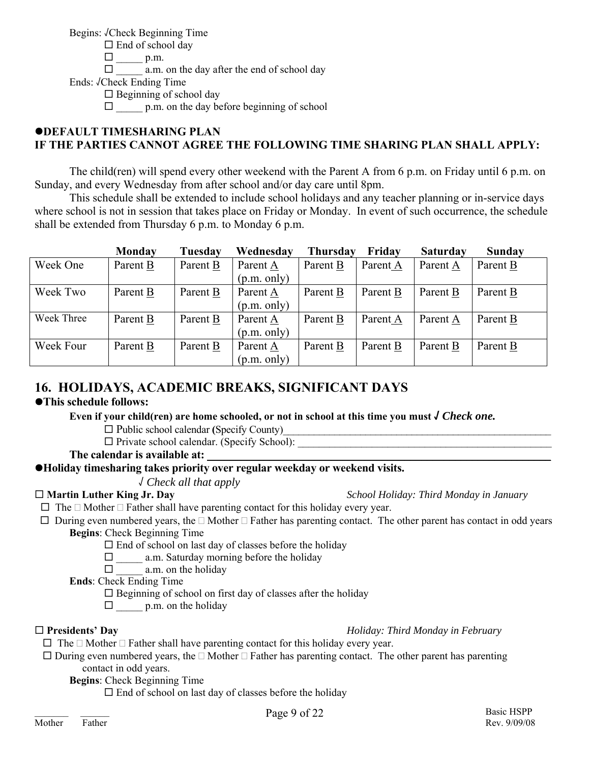Begins: √Check Beginning Time

☐ End of school day

☐ _____ p.m.

☐ _____ a.m. on the day after the end of school day

Ends: √Check Ending Time

☐ Beginning of school day

☐ _____ p.m. on the day before beginning of school

**●DEFAULT TIMESHARING PLAN**
**IF THE PARTIES CANNOT AGREE THE FOLLOWING TIME SHARING PLAN SHALL APPLY:**

The child(ren) will spend every other weekend with the Parent A from 6 p.m. on Friday until 6 p.m. on Sunday, and every Wednesday from after school and/or day care until 8pm.

This schedule shall be extended to include school holidays and any teacher planning or in-service days where school is not in session that takes place on Friday or Monday. In event of such occurrence, the schedule shall be extended from Thursday 6 p.m. to Monday 6 p.m.

| | Monday | Tuesday | Wednesday | Thursday | Friday | Saturday | Sunday |
|---|---|---|---|---|---|---|---|
| Week One | Parent B | Parent B | Parent A (p.m. only) | Parent B | Parent A | Parent A | Parent B |
| Week Two | Parent B | Parent B | Parent A (p.m. only) | Parent B | Parent B | Parent B | Parent B |
| Week Three | Parent B | Parent B | Parent A (p.m. only) | Parent B | Parent A | Parent A | Parent B |
| Week Four | Parent B | Parent B | Parent A (p.m. only) | Parent B | Parent B | Parent B | Parent B |

## 16. HOLIDAYS, ACADEMIC BREAKS, SIGNIFICANT DAYS

**●This schedule follows:**

**Even if your child(ren) are home schooled, or not in school at this time you must *√ Check one.***

☐ Public school calendar (Specify County)_____________________________________________

☐ Private school calendar. (Specify School): __________________________________________

**The calendar is available at:** _____________________________________________

**●Holiday timesharing takes priority over regular weekday or weekend visits.**

*√ Check all that apply*

☐ **Martin Luther King Jr. Day** *School Holiday: Third Monday in January*

☐ The ☐ Mother ☐ Father shall have parenting contact for this holiday every year.

☐ During even numbered years, the ☐ Mother ☐ Father has parenting contact. The other parent has contact in odd years

**Begins**: Check Beginning Time

☐ End of school on last day of classes before the holiday

☐ _____ a.m. Saturday morning before the holiday

☐ _____ a.m. on the holiday

**Ends**: Check Ending Time

☐ Beginning of school on first day of classes after the holiday

☐ _____ p.m. on the holiday

☐ **Presidents' Day** *Holiday: Third Monday in February*

☐ The ☐ Mother ☐ Father shall have parenting contact for this holiday every year.

☐ During even numbered years, the ☐ Mother ☐ Father has parenting contact. The other parent has parenting contact in odd years.

**Begins**: Check Beginning Time

☐ End of school on last day of classes before the holiday

_______ _______
Mother Father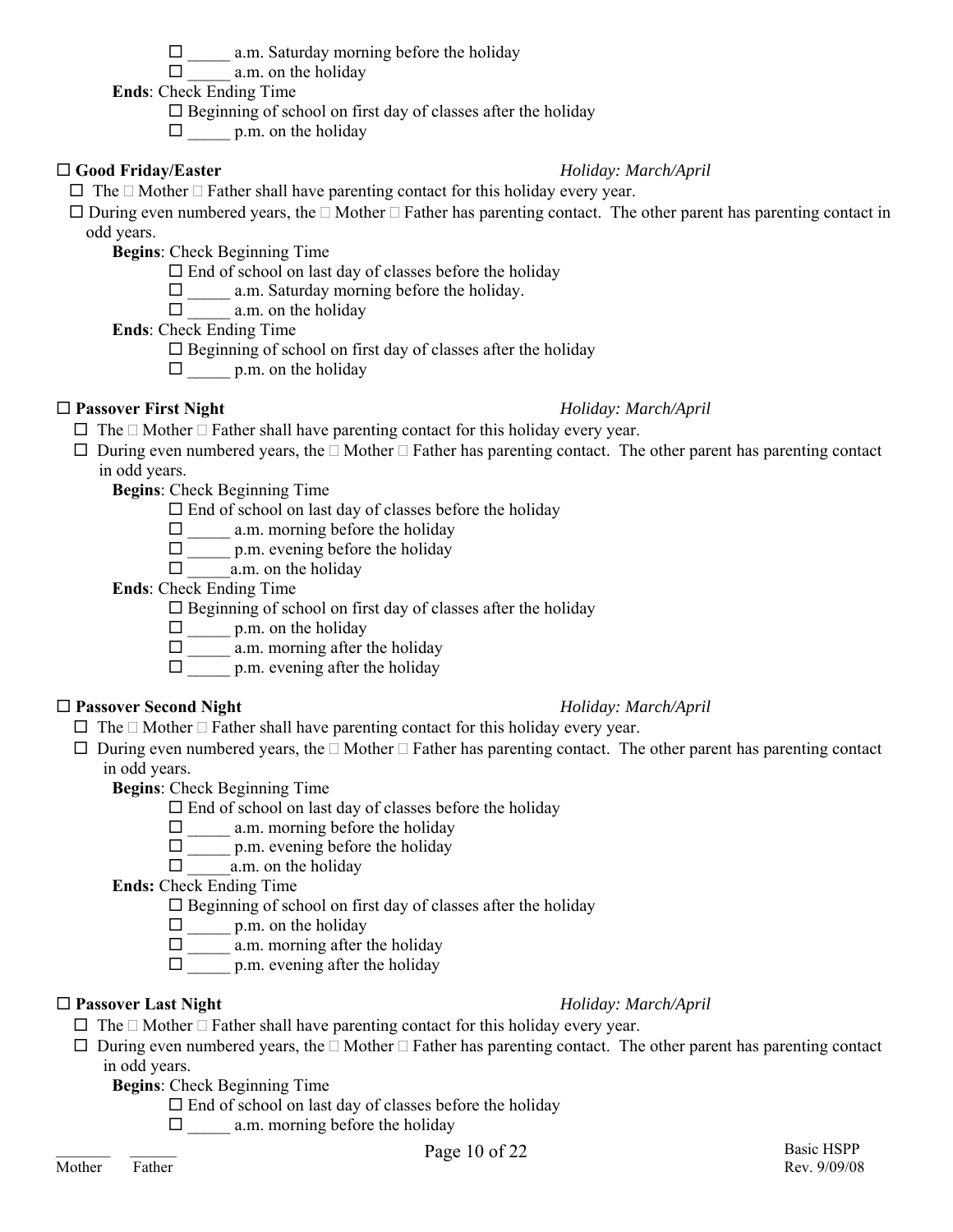- ☐ _____ a.m. Saturday morning before the holiday
- ☐ _____ a.m. on the holiday

**Ends**: Check Ending Time

- ☐ Beginning of school on first day of classes after the holiday
- ☐ _____ p.m. on the holiday

☐ **Good Friday/Easter** *Holiday: March/April*

☐ The ☐ Mother ☐ Father shall have parenting contact for this holiday every year.

☐ During even numbered years, the ☐ Mother ☐ Father has parenting contact. The other parent has parenting contact in odd years.

**Begins**: Check Beginning Time

- ☐ End of school on last day of classes before the holiday
- ☐ _____ a.m. Saturday morning before the holiday.
- ☐ _____ a.m. on the holiday

**Ends**: Check Ending Time

- ☐ Beginning of school on first day of classes after the holiday
- ☐ _____ p.m. on the holiday

☐ **Passover First Night** *Holiday: March/April*

☐ The ☐ Mother ☐ Father shall have parenting contact for this holiday every year.

☐ During even numbered years, the ☐ Mother ☐ Father has parenting contact. The other parent has parenting contact in odd years.

**Begins**: Check Beginning Time

- ☐ End of school on last day of classes before the holiday
- ☐ _____ a.m. morning before the holiday
- ☐ _____ p.m. evening before the holiday
- ☐ _____a.m. on the holiday

**Ends**: Check Ending Time

- ☐ Beginning of school on first day of classes after the holiday
- ☐ _____ p.m. on the holiday
- ☐ _____ a.m. morning after the holiday
- ☐ _____ p.m. evening after the holiday

☐ **Passover Second Night** *Holiday: March/April*

☐ The ☐ Mother ☐ Father shall have parenting contact for this holiday every year.

☐ During even numbered years, the ☐ Mother ☐ Father has parenting contact. The other parent has parenting contact in odd years.

**Begins**: Check Beginning Time

- ☐ End of school on last day of classes before the holiday
- ☐ _____ a.m. morning before the holiday
- ☐ _____ p.m. evening before the holiday
- ☐ _____a.m. on the holiday

**Ends:** Check Ending Time

- ☐ Beginning of school on first day of classes after the holiday
- ☐ _____ p.m. on the holiday
- ☐ _____ a.m. morning after the holiday
- ☐ _____ p.m. evening after the holiday

☐ **Passover Last Night** *Holiday: March/April*

☐ The ☐ Mother ☐ Father shall have parenting contact for this holiday every year.

☐ During even numbered years, the ☐ Mother ☐ Father has parenting contact. The other parent has parenting contact in odd years.

**Begins**: Check Beginning Time

- ☐ End of school on last day of classes before the holiday
- ☐ _____ a.m. morning before the holiday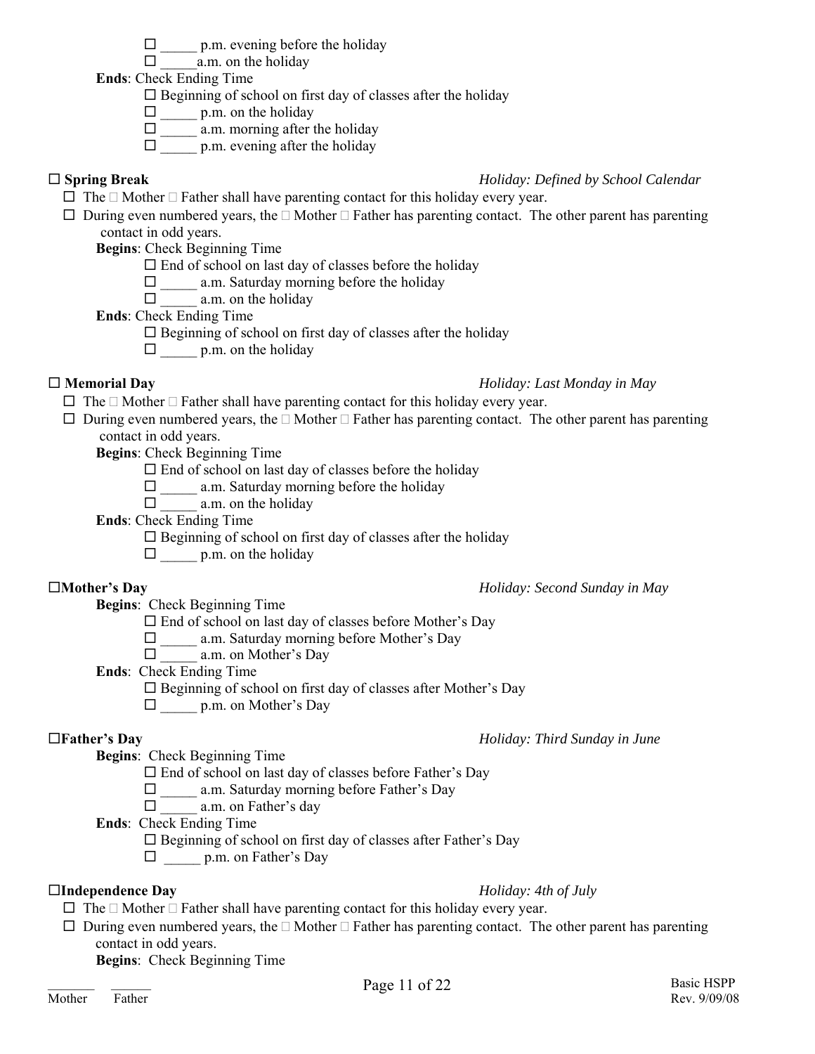☐ _____ p.m. evening before the holiday
☐ _____a.m. on the holiday

**Ends**: Check Ending Time

☐ Beginning of school on first day of classes after the holiday
☐ _____ p.m. on the holiday
☐ _____ a.m. morning after the holiday
☐ _____ p.m. evening after the holiday

**☐ Spring Break** *Holiday: Defined by School Calendar*

☐ The ☐ Mother ☐ Father shall have parenting contact for this holiday every year.
☐ During even numbered years, the ☐ Mother ☐ Father has parenting contact. The other parent has parenting contact in odd years.

**Begins**: Check Beginning Time

☐ End of school on last day of classes before the holiday
☐ _____ a.m. Saturday morning before the holiday
☐ _____ a.m. on the holiday

**Ends**: Check Ending Time

☐ Beginning of school on first day of classes after the holiday
☐ _____ p.m. on the holiday

**☐ Memorial Day** *Holiday: Last Monday in May*

☐ The ☐ Mother ☐ Father shall have parenting contact for this holiday every year.
☐ During even numbered years, the ☐ Mother ☐ Father has parenting contact. The other parent has parenting contact in odd years.

**Begins**: Check Beginning Time

☐ End of school on last day of classes before the holiday
☐ _____ a.m. Saturday morning before the holiday
☐ _____ a.m. on the holiday

**Ends**: Check Ending Time

☐ Beginning of school on first day of classes after the holiday
☐ _____ p.m. on the holiday

**☐Mother's Day** *Holiday: Second Sunday in May*

**Begins**: Check Beginning Time

☐ End of school on last day of classes before Mother's Day
☐ _____ a.m. Saturday morning before Mother's Day
☐ _____ a.m. on Mother's Day

**Ends**: Check Ending Time

☐ Beginning of school on first day of classes after Mother's Day
☐ _____ p.m. on Mother's Day

**☐Father's Day** *Holiday: Third Sunday in June*

**Begins**: Check Beginning Time

☐ End of school on last day of classes before Father's Day
☐ _____ a.m. Saturday morning before Father's Day
☐ _____ a.m. on Father's day

**Ends**: Check Ending Time

☐ Beginning of school on first day of classes after Father's Day
☐ _____ p.m. on Father's Day

**☐Independence Day** *Holiday: 4th of July*

☐ The ☐ Mother ☐ Father shall have parenting contact for this holiday every year.
☐ During even numbered years, the ☐ Mother ☐ Father has parenting contact. The other parent has parenting contact in odd years.

**Begins**: Check Beginning Time

_______ ______
Mother Father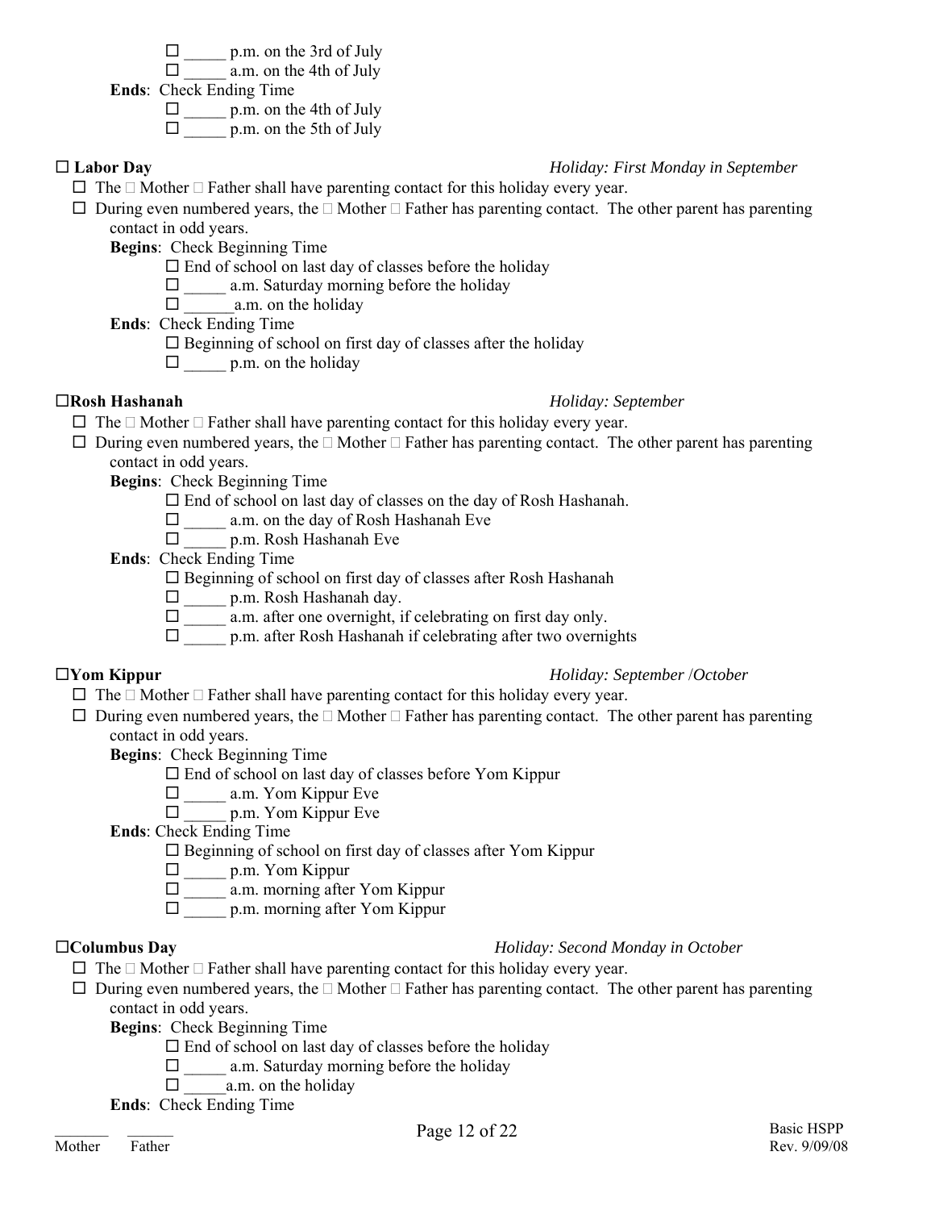- ☐ _____ p.m. on the 3rd of July
- ☐ _____ a.m. on the 4th of July

**Ends**: Check Ending Time

- ☐ _____ p.m. on the 4th of July
- ☐ _____ p.m. on the 5th of July

☐ **Labor Day** *Holiday: First Monday in September*

☐ The ☐ Mother ☐ Father shall have parenting contact for this holiday every year.

☐ During even numbered years, the ☐ Mother ☐ Father has parenting contact. The other parent has parenting contact in odd years.

**Begins**: Check Beginning Time

- ☐ End of school on last day of classes before the holiday
- ☐ _____ a.m. Saturday morning before the holiday
- ☐ ______a.m. on the holiday

**Ends**: Check Ending Time

- ☐ Beginning of school on first day of classes after the holiday
- ☐ _____ p.m. on the holiday

☐**Rosh Hashanah** *Holiday: September*

☐ The ☐ Mother ☐ Father shall have parenting contact for this holiday every year.

☐ During even numbered years, the ☐ Mother ☐ Father has parenting contact. The other parent has parenting contact in odd years.

**Begins**: Check Beginning Time

- ☐ End of school on last day of classes on the day of Rosh Hashanah.
- ☐ _____ a.m. on the day of Rosh Hashanah Eve
- ☐ _____ p.m. Rosh Hashanah Eve

**Ends**: Check Ending Time

- ☐ Beginning of school on first day of classes after Rosh Hashanah
- ☐ _____ p.m. Rosh Hashanah day.
- ☐ _____ a.m. after one overnight, if celebrating on first day only.
- ☐ _____ p.m. after Rosh Hashanah if celebrating after two overnights

☐**Yom Kippur** *Holiday: September /October*

☐ The ☐ Mother ☐ Father shall have parenting contact for this holiday every year.

☐ During even numbered years, the ☐ Mother ☐ Father has parenting contact. The other parent has parenting contact in odd years.

**Begins**: Check Beginning Time

- ☐ End of school on last day of classes before Yom Kippur
- ☐ _____ a.m. Yom Kippur Eve
- ☐ _____ p.m. Yom Kippur Eve

**Ends**: Check Ending Time

- ☐ Beginning of school on first day of classes after Yom Kippur
- ☐ _____ p.m. Yom Kippur
- ☐ _____ a.m. morning after Yom Kippur
- ☐ _____ p.m. morning after Yom Kippur

☐**Columbus Day** *Holiday: Second Monday in October*

☐ The ☐ Mother ☐ Father shall have parenting contact for this holiday every year.

☐ During even numbered years, the ☐ Mother ☐ Father has parenting contact. The other parent has parenting contact in odd years.

**Begins**: Check Beginning Time

- ☐ End of school on last day of classes before the holiday
- ☐ _____ a.m. Saturday morning before the holiday
- ☐ _____a.m. on the holiday

**Ends**: Check Ending Time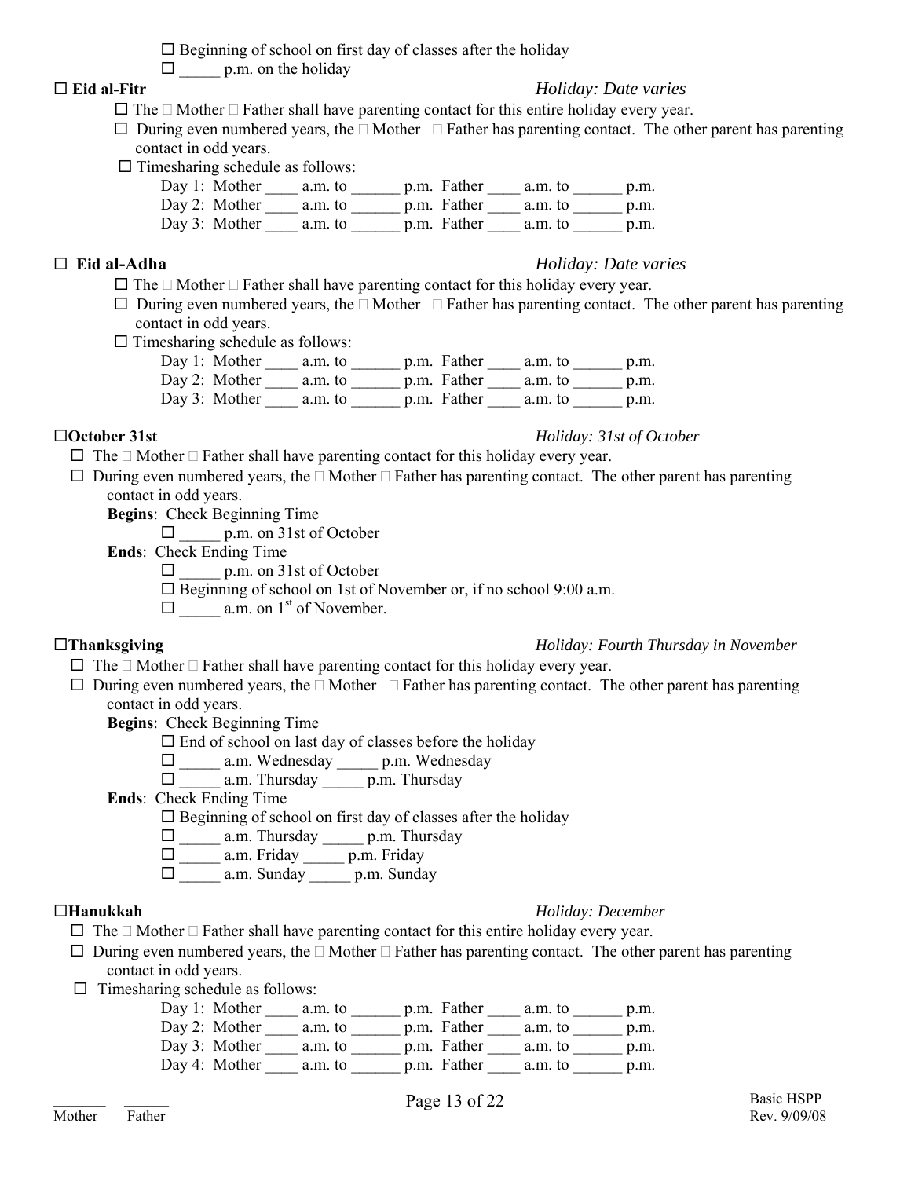☐ Beginning of school on first day of classes after the holiday

☐ _____ p.m. on the holiday

**☐ Eid al-Fitr** *Holiday: Date varies*

☐ The ☐ Mother ☐ Father shall have parenting contact for this entire holiday every year.

☐ During even numbered years, the ☐ Mother ☐ Father has parenting contact. The other parent has parenting contact in odd years.

☐ Timesharing schedule as follows:

Day 1: Mother ____ a.m. to ______ p.m. Father ____ a.m. to ______ p.m.
Day 2: Mother ____ a.m. to ______ p.m. Father ____ a.m. to ______ p.m.
Day 3: Mother ____ a.m. to ______ p.m. Father ____ a.m. to ______ p.m.

**☐ Eid al-Adha** *Holiday: Date varies*

☐ The ☐ Mother ☐ Father shall have parenting contact for this holiday every year.

☐ During even numbered years, the ☐ Mother ☐ Father has parenting contact. The other parent has parenting contact in odd years.

☐ Timesharing schedule as follows:

Day 1: Mother ____ a.m. to ______ p.m. Father ____ a.m. to ______ p.m.
Day 2: Mother ____ a.m. to ______ p.m. Father ____ a.m. to ______ p.m.
Day 3: Mother ____ a.m. to ______ p.m. Father ____ a.m. to ______ p.m.

**☐October 31st** *Holiday: 31st of October*

☐ The ☐ Mother ☐ Father shall have parenting contact for this holiday every year.

☐ During even numbered years, the ☐ Mother ☐ Father has parenting contact. The other parent has parenting contact in odd years.

**Begins**: Check Beginning Time

☐ _____ p.m. on 31st of October

**Ends**: Check Ending Time

☐ _____ p.m. on 31st of October
☐ Beginning of school on 1st of November or, if no school 9:00 a.m.
☐ _____ a.m. on 1st of November.

**☐Thanksgiving** *Holiday: Fourth Thursday in November*

☐ The ☐ Mother ☐ Father shall have parenting contact for this holiday every year.

☐ During even numbered years, the ☐ Mother ☐ Father has parenting contact. The other parent has parenting contact in odd years.

**Begins**: Check Beginning Time

☐ End of school on last day of classes before the holiday
☐ _____ a.m. Wednesday _____ p.m. Wednesday
☐ _____ a.m. Thursday _____ p.m. Thursday

**Ends**: Check Ending Time

☐ Beginning of school on first day of classes after the holiday
☐ _____ a.m. Thursday _____ p.m. Thursday
☐ _____ a.m. Friday _____ p.m. Friday
☐ _____ a.m. Sunday _____ p.m. Sunday

**☐Hanukkah** *Holiday: December*

☐ The ☐ Mother ☐ Father shall have parenting contact for this entire holiday every year.

☐ During even numbered years, the ☐ Mother ☐ Father has parenting contact. The other parent has parenting contact in odd years.

☐ Timesharing schedule as follows:

Day 1: Mother ____ a.m. to ______ p.m. Father ____ a.m. to ______ p.m.
Day 2: Mother ____ a.m. to ______ p.m. Father ____ a.m. to ______ p.m.
Day 3: Mother ____ a.m. to ______ p.m. Father ____ a.m. to ______ p.m.
Day 4: Mother ____ a.m. to ______ p.m. Father ____ a.m. to ______ p.m.

_______ ______
Mother Father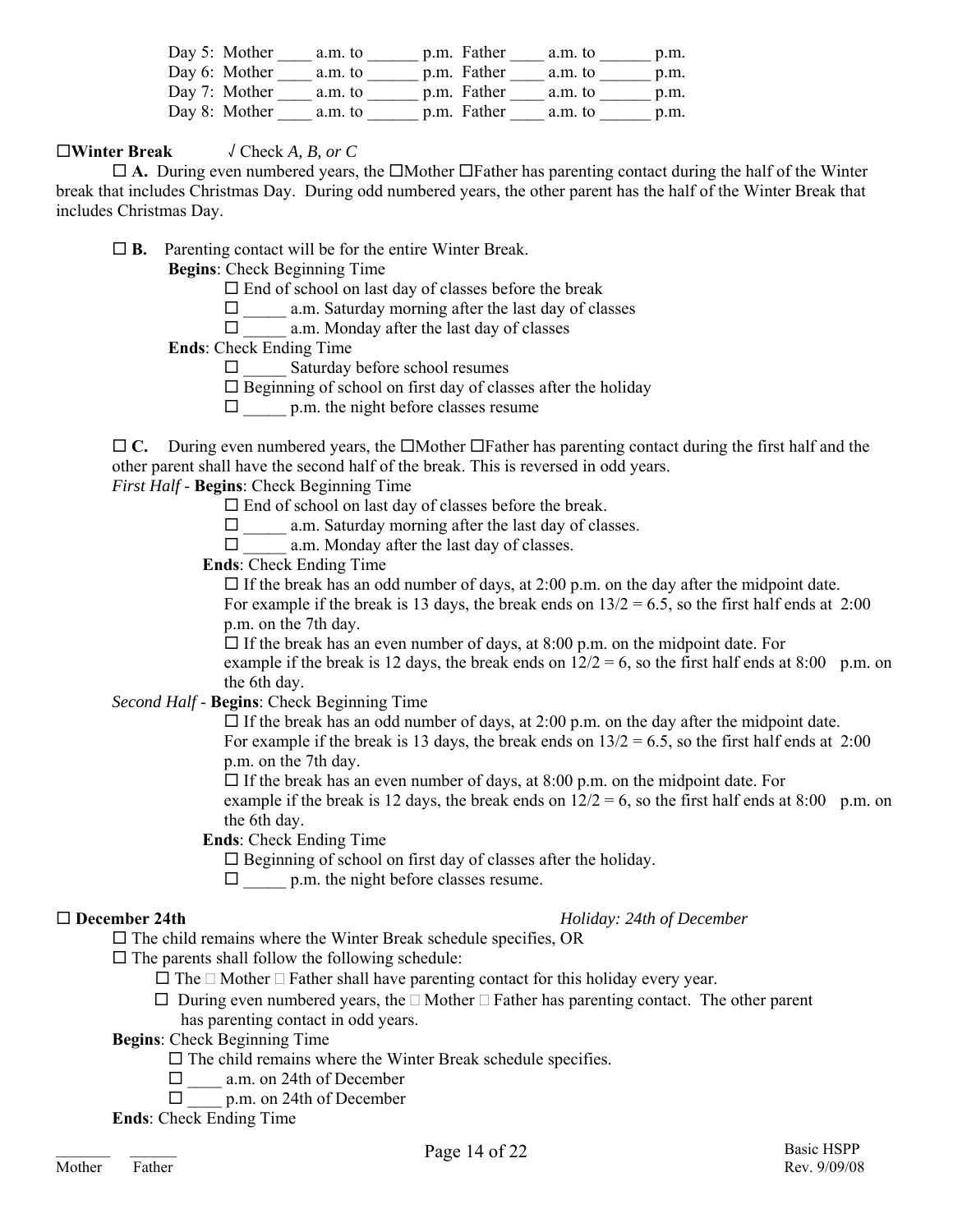Day 5: Mother ____ a.m. to ______ p.m. Father ____ a.m. to ______ p.m.
Day 6: Mother ____ a.m. to ______ p.m. Father ____ a.m. to ______ p.m.
Day 7: Mother ____ a.m. to ______ p.m. Father ____ a.m. to ______ p.m.
Day 8: Mother ____ a.m. to ______ p.m. Father ____ a.m. to ______ p.m.

☐**Winter Break** √ Check *A, B, or C*

☐ **A.** During even numbered years, the ☐Mother ☐Father has parenting contact during the half of the Winter break that includes Christmas Day. During odd numbered years, the other parent has the half of the Winter Break that includes Christmas Day.

☐ **B.** Parenting contact will be for the entire Winter Break.

**Begins**: Check Beginning Time

- ☐ End of school on last day of classes before the break
- ☐ _____ a.m. Saturday morning after the last day of classes
- ☐ _____ a.m. Monday after the last day of classes

**Ends**: Check Ending Time

- ☐ _____ Saturday before school resumes
- ☐ Beginning of school on first day of classes after the holiday
- ☐ _____ p.m. the night before classes resume

☐ **C.** During even numbered years, the ☐Mother ☐Father has parenting contact during the first half and the other parent shall have the second half of the break. This is reversed in odd years.

*First Half* - **Begins**: Check Beginning Time

- ☐ End of school on last day of classes before the break.
- ☐ _____ a.m. Saturday morning after the last day of classes.
- ☐ _____ a.m. Monday after the last day of classes.

**Ends**: Check Ending Time

- ☐ If the break has an odd number of days, at 2:00 p.m. on the day after the midpoint date. For example if the break is 13 days, the break ends on 13/2 = 6.5, so the first half ends at 2:00 p.m. on the 7th day.
- ☐ If the break has an even number of days, at 8:00 p.m. on the midpoint date. For example if the break is 12 days, the break ends on 12/2 = 6, so the first half ends at 8:00 p.m. on the 6th day.

*Second Half* - **Begins**: Check Beginning Time

- ☐ If the break has an odd number of days, at 2:00 p.m. on the day after the midpoint date. For example if the break is 13 days, the break ends on 13/2 = 6.5, so the first half ends at 2:00 p.m. on the 7th day.
- ☐ If the break has an even number of days, at 8:00 p.m. on the midpoint date. For example if the break is 12 days, the break ends on 12/2 = 6, so the first half ends at 8:00 p.m. on the 6th day.

**Ends**: Check Ending Time

- ☐ Beginning of school on first day of classes after the holiday.
- ☐ _____ p.m. the night before classes resume.

☐ **December 24th** *Holiday: 24th of December*

☐ The child remains where the Winter Break schedule specifies, OR

☐ The parents shall follow the following schedule:

- ☐ The ☐ Mother ☐ Father shall have parenting contact for this holiday every year.
- ☐ During even numbered years, the ☐ Mother ☐ Father has parenting contact. The other parent has parenting contact in odd years.

**Begins**: Check Beginning Time

- ☐ The child remains where the Winter Break schedule specifies.
- ☐ ____ a.m. on 24th of December
- ☐ ____ p.m. on 24th of December

**Ends**: Check Ending Time

_______ Mother _______ Father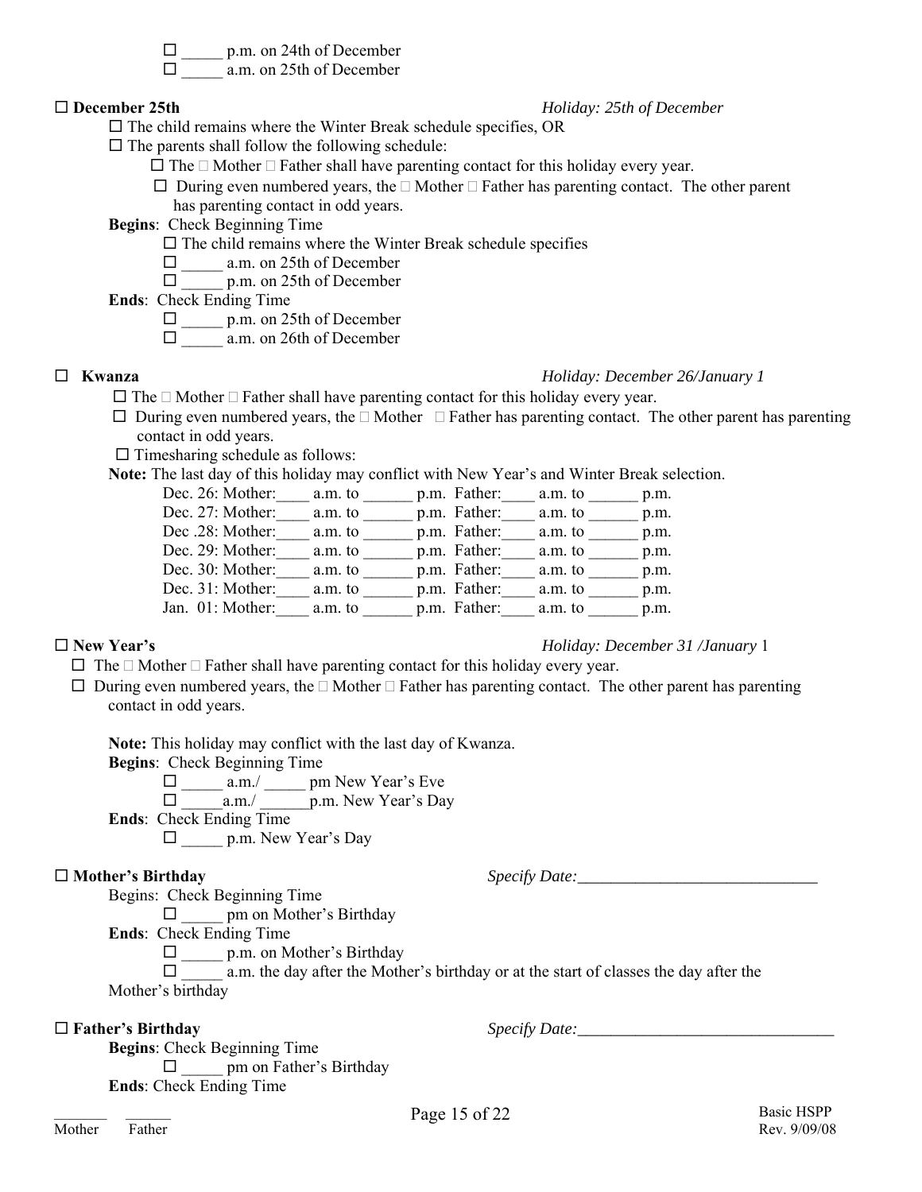☐ _____ p.m. on 24th of December
☐ _____ a.m. on 25th of December

☐ **December 25th** *Holiday: 25th of December*

☐ The child remains where the Winter Break schedule specifies, OR
☐ The parents shall follow the following schedule:
  ☐ The ☐ Mother ☐ Father shall have parenting contact for this holiday every year.
  ☐ During even numbered years, the ☐ Mother ☐ Father has parenting contact. The other parent has parenting contact in odd years.

**Begins**: Check Beginning Time
  ☐ The child remains where the Winter Break schedule specifies
  ☐ _____ a.m. on 25th of December
  ☐ _____ p.m. on 25th of December

**Ends**: Check Ending Time
  ☐ _____ p.m. on 25th of December
  ☐ _____ a.m. on 26th of December

☐ **Kwanza** *Holiday: December 26/January 1*

☐ The ☐ Mother ☐ Father shall have parenting contact for this holiday every year.
☐ During even numbered years, the ☐ Mother ☐ Father has parenting contact. The other parent has parenting contact in odd years.
☐ Timesharing schedule as follows:

**Note:** The last day of this holiday may conflict with New Year's and Winter Break selection.

Dec. 26: Mother:____ a.m. to ______ p.m. Father:____ a.m. to ______ p.m.
Dec. 27: Mother:____ a.m. to ______ p.m. Father:____ a.m. to ______ p.m.
Dec .28: Mother:____ a.m. to ______ p.m. Father:____ a.m. to ______ p.m.
Dec. 29: Mother:____ a.m. to ______ p.m. Father:____ a.m. to ______ p.m.
Dec. 30: Mother:____ a.m. to ______ p.m. Father:____ a.m. to ______ p.m.
Dec. 31: Mother:____ a.m. to ______ p.m. Father:____ a.m. to ______ p.m.
Jan. 01: Mother:____ a.m. to ______ p.m. Father:____ a.m. to ______ p.m.

☐ **New Year's** *Holiday: December 31 /January* 1

☐ The ☐ Mother ☐ Father shall have parenting contact for this holiday every year.
☐ During even numbered years, the ☐ Mother ☐ Father has parenting contact. The other parent has parenting contact in odd years.

**Note:** This holiday may conflict with the last day of Kwanza.

**Begins**: Check Beginning Time
  ☐ _____ a.m./ _____ pm New Year's Eve
  ☐ _____a.m./ ______p.m. New Year's Day

**Ends**: Check Ending Time
  ☐ _____ p.m. New Year's Day

☐ **Mother's Birthday** *Specify Date:*______________________________

Begins: Check Beginning Time
  ☐ _____ pm on Mother's Birthday

**Ends**: Check Ending Time
  ☐ _____ p.m. on Mother's Birthday
  ☐ _____ a.m. the day after the Mother's birthday or at the start of classes the day after the Mother's birthday

☐ **Father's Birthday** *Specify Date:*________________________________

**Begins**: Check Beginning Time
  ☐ _____ pm on Father's Birthday

**Ends**: Check Ending Time

_______ Mother _______ Father

Basic HSPP
Rev. 9/09/08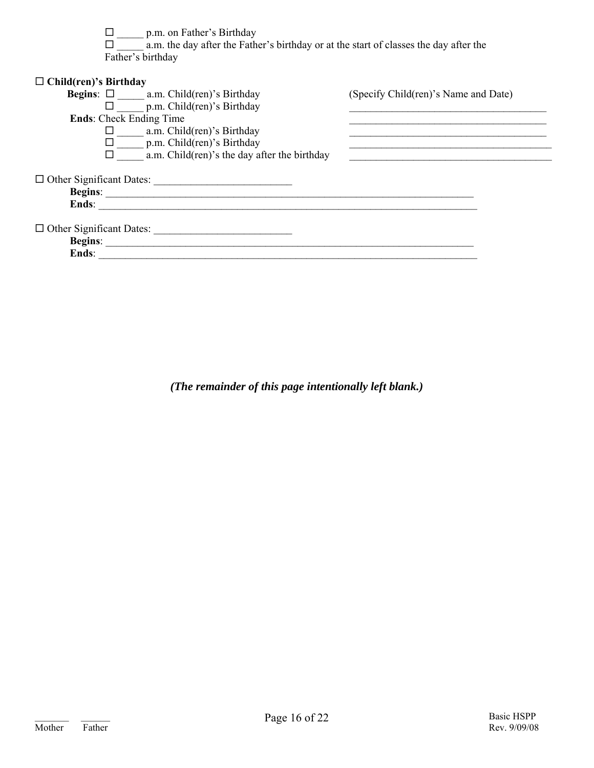☐ _____ p.m. on Father's Birthday
☐ _____ a.m. the day after the Father's birthday or at the start of classes the day after the Father's birthday

☐ **Child(ren)'s Birthday**

**Begins**: ☐ _____ a.m. Child(ren)'s Birthday
☐ _____ p.m. Child(ren)'s Birthday

**Ends**: Check Ending Time
☐ _____ a.m. Child(ren)'s Birthday
☐ _____ p.m. Child(ren)'s Birthday
☐ _____ a.m. Child(ren)'s the day after the birthday

(Specify Child(ren)'s Name and Date)
_____________________________________
_____________________________________
_____________________________________
_____________________________________
_____________________________________

☐ Other Significant Dates: _________________________
**Begins**: _______________________________________________________________________
**Ends**: _______________________________________________________________________

☐ Other Significant Dates: _________________________
**Begins**: _______________________________________________________________________
**Ends**: _______________________________________________________________________

***(The remainder of this page intentionally left blank.)***

_______ Mother _______ Father

Basic HSPP
Rev. 9/09/08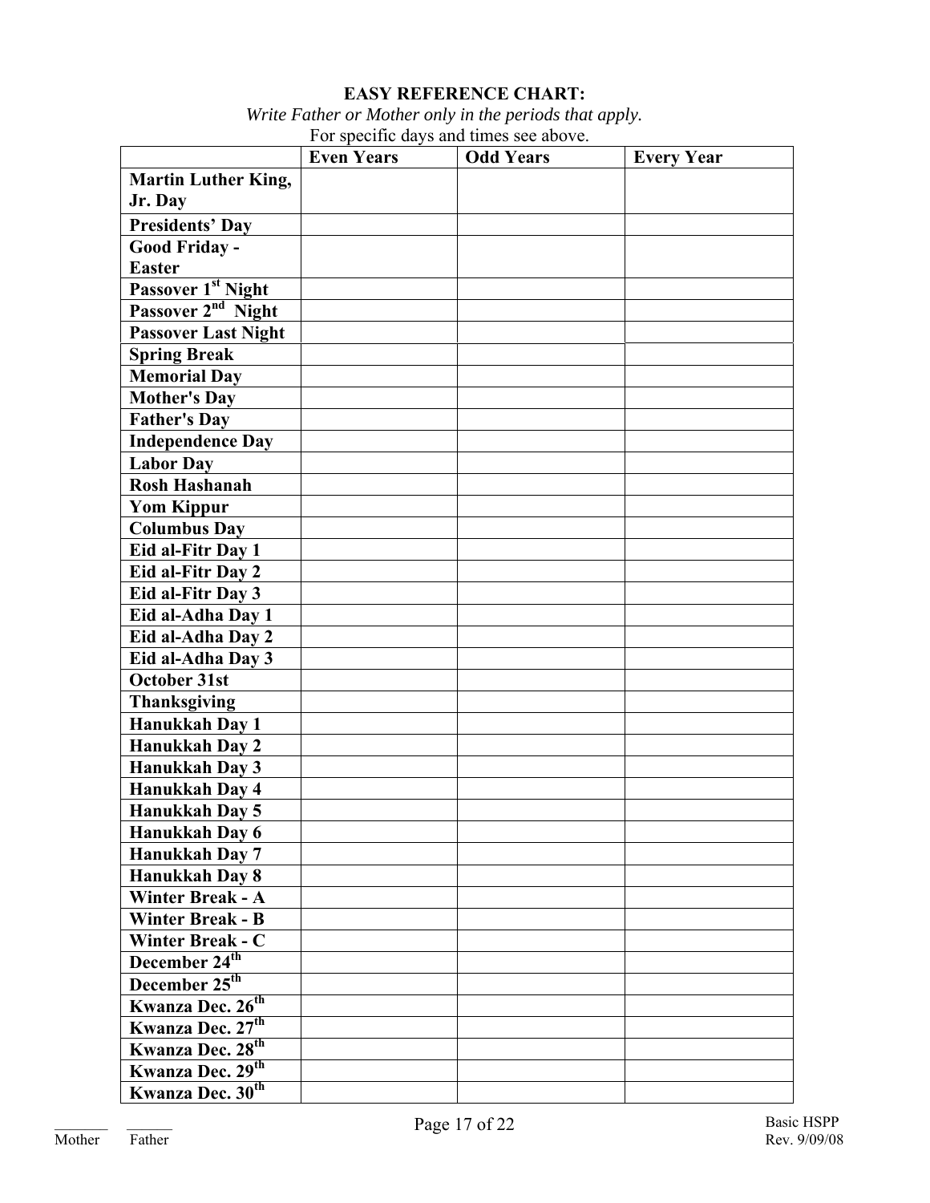**EASY REFERENCE CHART:**

*Write Father or Mother only in the periods that apply.*

For specific days and times see above.

| | Even Years | Odd Years | Every Year |
|---|---|---|---|
| **Martin Luther King, Jr. Day** | | | |
| **Presidents' Day** | | | |
| **Good Friday - Easter** | | | |
| **Passover 1st Night** | | | |
| **Passover 2nd Night** | | | |
| **Passover Last Night** | | | |
| **Spring Break** | | | |
| **Memorial Day** | | | |
| **Mother's Day** | | | |
| **Father's Day** | | | |
| **Independence Day** | | | |
| **Labor Day** | | | |
| **Rosh Hashanah** | | | |
| **Yom Kippur** | | | |
| **Columbus Day** | | | |
| **Eid al-Fitr Day 1** | | | |
| **Eid al-Fitr Day 2** | | | |
| **Eid al-Fitr Day 3** | | | |
| **Eid al-Adha Day 1** | | | |
| **Eid al-Adha Day 2** | | | |
| **Eid al-Adha Day 3** | | | |
| **October 31st** | | | |
| **Thanksgiving** | | | |
| **Hanukkah Day 1** | | | |
| **Hanukkah Day 2** | | | |
| **Hanukkah Day 3** | | | |
| **Hanukkah Day 4** | | | |
| **Hanukkah Day 5** | | | |
| **Hanukkah Day 6** | | | |
| **Hanukkah Day 7** | | | |
| **Hanukkah Day 8** | | | |
| **Winter Break - A** | | | |
| **Winter Break - B** | | | |
| **Winter Break - C** | | | |
| **December 24th** | | | |
| **December 25th** | | | |
| **Kwanza Dec. 26th** | | | |
| **Kwanza Dec. 27th** | | | |
| **Kwanza Dec. 28th** | | | |
| **Kwanza Dec. 29th** | | | |
| **Kwanza Dec. 30th** | | | |

_______ Mother _______ Father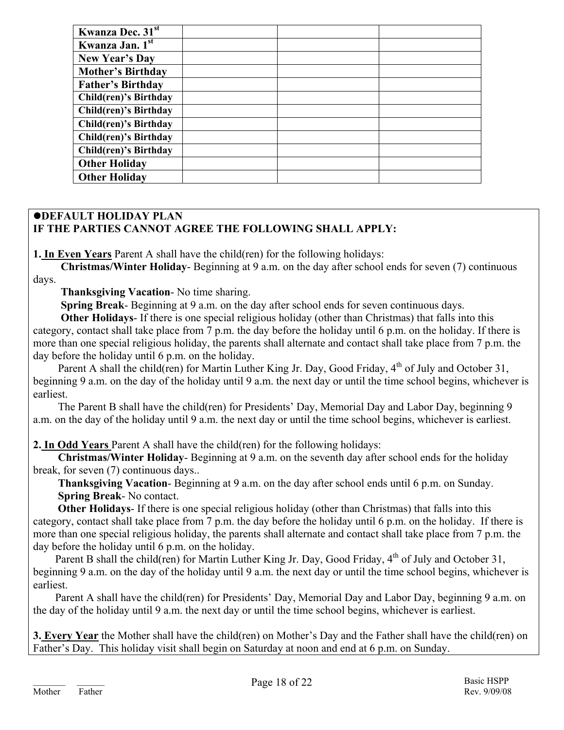| | | | |
|---|---|---|---|
| **Kwanza Dec. 31st** | | | |
| **Kwanza Jan. 1st** | | | |
| **New Year's Day** | | | |
| **Mother's Birthday** | | | |
| **Father's Birthday** | | | |
| **Child(ren)'s Birthday** | | | |
| **Child(ren)'s Birthday** | | | |
| **Child(ren)'s Birthday** | | | |
| **Child(ren)'s Birthday** | | | |
| **Child(ren)'s Birthday** | | | |
| **Other Holiday** | | | |
| **Other Holiday** | | | |

**●DEFAULT HOLIDAY PLAN**
**IF THE PARTIES CANNOT AGREE THE FOLLOWING SHALL APPLY:**

**1. In Even Years** Parent A shall have the child(ren) for the following holidays:

**Christmas/Winter Holiday**- Beginning at 9 a.m. on the day after school ends for seven (7) continuous days.

**Thanksgiving Vacation**- No time sharing.

**Spring Break**- Beginning at 9 a.m. on the day after school ends for seven continuous days.

**Other Holidays**- If there is one special religious holiday (other than Christmas) that falls into this category, contact shall take place from 7 p.m. the day before the holiday until 6 p.m. on the holiday. If there is more than one special religious holiday, the parents shall alternate and contact shall take place from 7 p.m. the day before the holiday until 6 p.m. on the holiday.

Parent A shall the child(ren) for Martin Luther King Jr. Day, Good Friday, 4th of July and October 31, beginning 9 a.m. on the day of the holiday until 9 a.m. the next day or until the time school begins, whichever is earliest.

The Parent B shall have the child(ren) for Presidents' Day, Memorial Day and Labor Day, beginning 9 a.m. on the day of the holiday until 9 a.m. the next day or until the time school begins, whichever is earliest.

**2. In Odd Years** Parent A shall have the child(ren) for the following holidays:

**Christmas/Winter Holiday**- Beginning at 9 a.m. on the seventh day after school ends for the holiday break, for seven (7) continuous days..

**Thanksgiving Vacation**- Beginning at 9 a.m. on the day after school ends until 6 p.m. on Sunday.

**Spring Break**- No contact.

**Other Holidays**- If there is one special religious holiday (other than Christmas) that falls into this category, contact shall take place from 7 p.m. the day before the holiday until 6 p.m. on the holiday. If there is more than one special religious holiday, the parents shall alternate and contact shall take place from 7 p.m. the day before the holiday until 6 p.m. on the holiday.

Parent B shall the child(ren) for Martin Luther King Jr. Day, Good Friday, 4th of July and October 31, beginning 9 a.m. on the day of the holiday until 9 a.m. the next day or until the time school begins, whichever is earliest.

Parent A shall have the child(ren) for Presidents' Day, Memorial Day and Labor Day, beginning 9 a.m. on the day of the holiday until 9 a.m. the next day or until the time school begins, whichever is earliest.

**3. Every Year** the Mother shall have the child(ren) on Mother's Day and the Father shall have the child(ren) on Father's Day. This holiday visit shall begin on Saturday at noon and end at 6 p.m. on Sunday.

_______ ______
Mother Father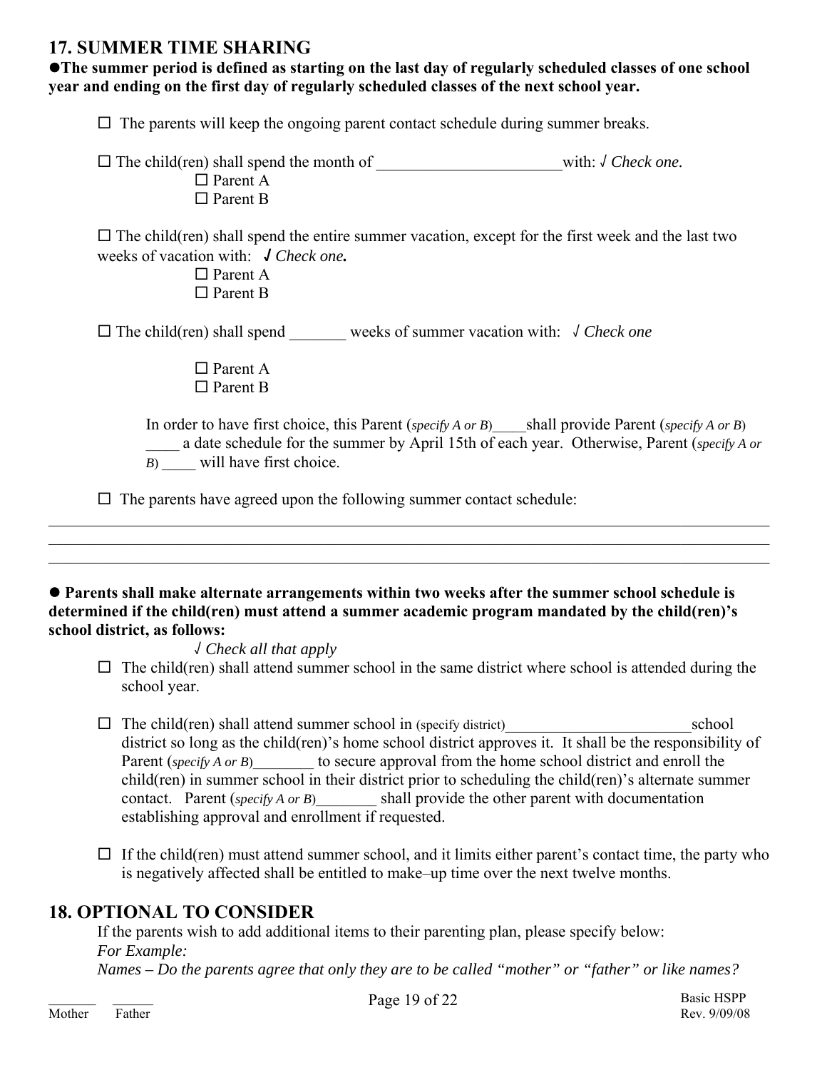## 17. SUMMER TIME SHARING

●**The summer period is defined as starting on the last day of regularly scheduled classes of one school year and ending on the first day of regularly scheduled classes of the next school year.**

☐ The parents will keep the ongoing parent contact schedule during summer breaks.

☐ The child(ren) shall spend the month of _______________________ with: √ *Check one.*
- ☐ Parent A
- ☐ Parent B

☐ The child(ren) shall spend the entire summer vacation, except for the first week and the last two weeks of vacation with: √ ***Check one.***
- ☐ Parent A
- ☐ Parent B

☐ The child(ren) shall spend _______ weeks of summer vacation with: √ *Check one*
- ☐ Parent A
- ☐ Parent B

In order to have first choice, this Parent (*specify A or B*)_____shall provide Parent (*specify A or B*) _____ a date schedule for the summer by April 15th of each year. Otherwise, Parent (*specify A or B*) _____ will have first choice.

☐ The parents have agreed upon the following summer contact schedule:

_______________________________________________________________________________________
_______________________________________________________________________________________
_______________________________________________________________________________________

● **Parents shall make alternate arrangements within two weeks after the summer school schedule is determined if the child(ren) must attend a summer academic program mandated by the child(ren)'s school district, as follows:**

√ *Check all that apply*

☐ The child(ren) shall attend summer school in the same district where school is attended during the school year.

☐ The child(ren) shall attend summer school in (specify district)________________________school district so long as the child(ren)'s home school district approves it. It shall be the responsibility of Parent (*specify A or B*)________ to secure approval from the home school district and enroll the child(ren) in summer school in their district prior to scheduling the child(ren)'s alternate summer contact. Parent (*specify A or B*)________ shall provide the other parent with documentation establishing approval and enrollment if requested.

☐ If the child(ren) must attend summer school, and it limits either parent's contact time, the party who is negatively affected shall be entitled to make–up time over the next twelve months.

## 18. OPTIONAL TO CONSIDER

If the parents wish to add additional items to their parenting plan, please specify below:

*For Example:*

*Names – Do the parents agree that only they are to be called "mother" or "father" or like names?*

_______ Mother _______ Father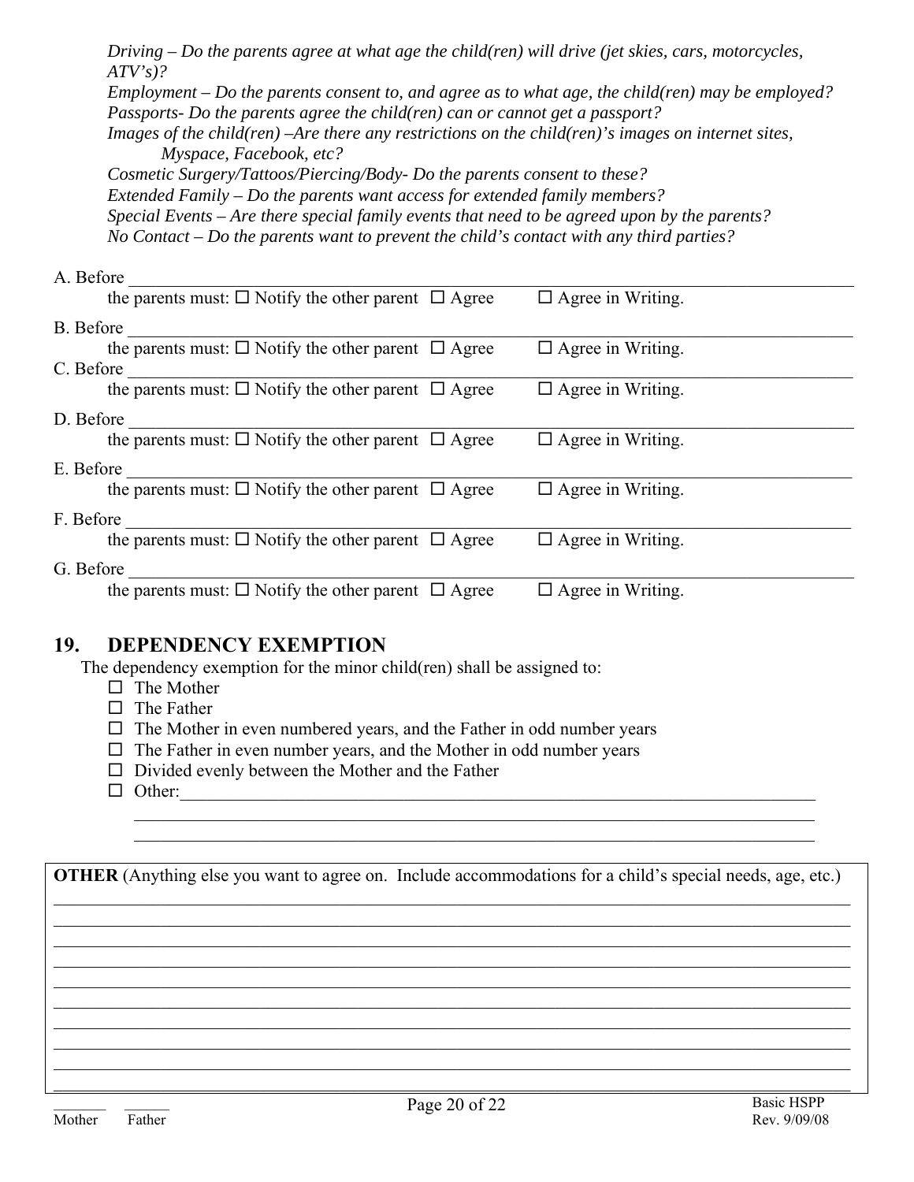*Driving – Do the parents agree at what age the child(ren) will drive (jet skies, cars, motorcycles, ATV's)?*
*Employment – Do the parents consent to, and agree as to what age, the child(ren) may be employed?*
*Passports- Do the parents agree the child(ren) can or cannot get a passport?*
*Images of the child(ren) –Are there any restrictions on the child(ren)'s images on internet sites, Myspace, Facebook, etc?*
*Cosmetic Surgery/Tattoos/Piercing/Body- Do the parents consent to these?*
*Extended Family – Do the parents want access for extended family members?*
*Special Events – Are there special family events that need to be agreed upon by the parents?*
*No Contact – Do the parents want to prevent the child's contact with any third parties?*

A. Before ______________________________________________________________
the parents must: ☐ Notify the other parent ☐ Agree ☐ Agree in Writing.

B. Before ______________________________________________________________
the parents must: ☐ Notify the other parent ☐ Agree ☐ Agree in Writing.

C. Before ______________________________________________________________
the parents must: ☐ Notify the other parent ☐ Agree ☐ Agree in Writing.

D. Before ______________________________________________________________
the parents must: ☐ Notify the other parent ☐ Agree ☐ Agree in Writing.

E. Before ______________________________________________________________
the parents must: ☐ Notify the other parent ☐ Agree ☐ Agree in Writing.

F. Before ______________________________________________________________
the parents must: ☐ Notify the other parent ☐ Agree ☐ Agree in Writing.

G. Before ______________________________________________________________
the parents must: ☐ Notify the other parent ☐ Agree ☐ Agree in Writing.

## 19. DEPENDENCY EXEMPTION

The dependency exemption for the minor child(ren) shall be assigned to:

- ☐ The Mother
- ☐ The Father
- ☐ The Mother in even numbered years, and the Father in odd number years
- ☐ The Father in even number years, and the Mother in odd number years
- ☐ Divided evenly between the Mother and the Father
- ☐ Other:______________________________________________________________
______________________________________________________________
______________________________________________________________

**OTHER** (Anything else you want to agree on. Include accommodations for a child's special needs, age, etc.)
______________________________________________________________
______________________________________________________________
______________________________________________________________
______________________________________________________________
______________________________________________________________
______________________________________________________________
______________________________________________________________
______________________________________________________________
______________________________________________________________
______________________________________________________________

_______ _______
Mother Father

Basic HSPP
Rev. 9/09/08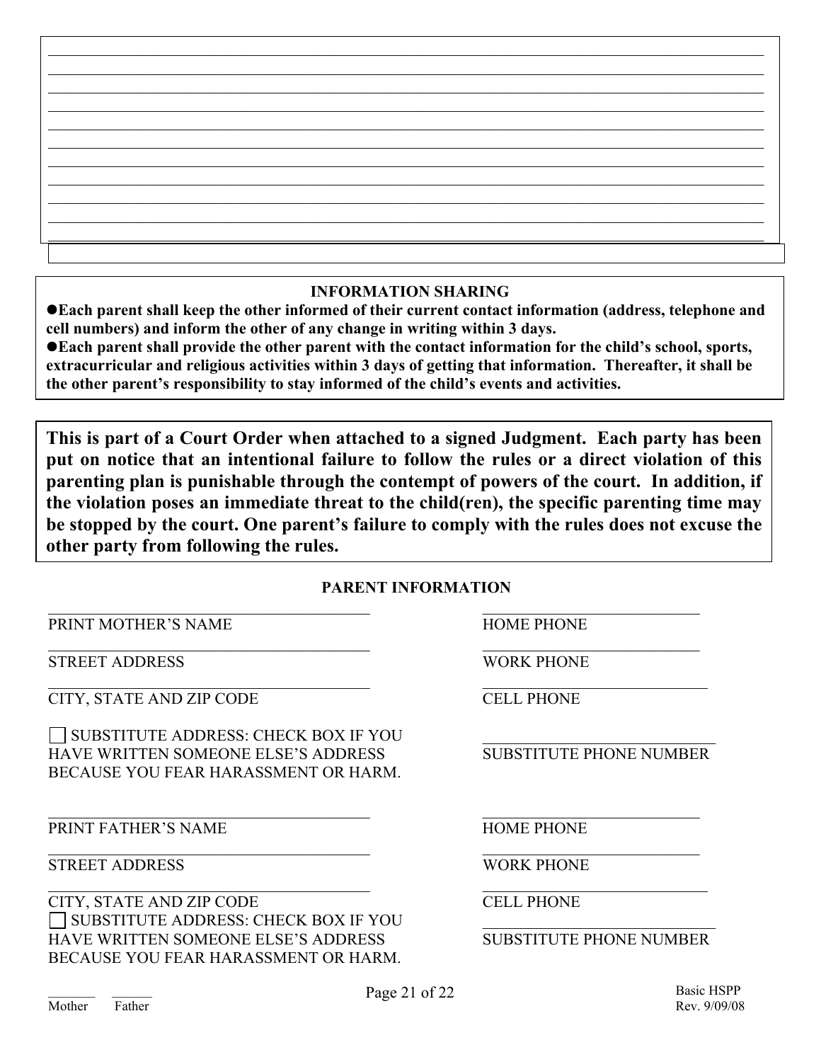_______________________________________________________________________________

_______________________________________________________________________________

_______________________________________________________________________________

_______________________________________________________________________________

_______________________________________________________________________________

_______________________________________________________________________________

_______________________________________________________________________________

_______________________________________________________________________________

_______________________________________________________________________________

_______________________________________________________________________________

_______________________________________________________________________________

**INFORMATION SHARING**

- **Each parent shall keep the other informed of their current contact information (address, telephone and cell numbers) and inform the other of any change in writing within 3 days.**
- **Each parent shall provide the other parent with the contact information for the child's school, sports, extracurricular and religious activities within 3 days of getting that information. Thereafter, it shall be the other parent's responsibility to stay informed of the child's events and activities.**

**This is part of a Court Order when attached to a signed Judgment. Each party has been put on notice that an intentional failure to follow the rules or a direct violation of this parenting plan is punishable through the contempt of powers of the court. In addition, if the violation poses an immediate threat to the child(ren), the specific parenting time may be stopped by the court. One parent's failure to comply with the rules does not excuse the other party from following the rules.**

**PARENT INFORMATION**

| | |
|---|---|
| ______________________________ PRINT MOTHER'S NAME | ______________________ HOME PHONE |
| ______________________________ STREET ADDRESS | ______________________ WORK PHONE |
| ______________________________ CITY, STATE AND ZIP CODE | ______________________ CELL PHONE |
| ☐ SUBSTITUTE ADDRESS: CHECK BOX IF YOU HAVE WRITTEN SOMEONE ELSE'S ADDRESS BECAUSE YOU FEAR HARASSMENT OR HARM. | ______________________ SUBSTITUTE PHONE NUMBER |
| ______________________________ PRINT FATHER'S NAME | ______________________ HOME PHONE |
| ______________________________ STREET ADDRESS | ______________________ WORK PHONE |
| ______________________________ CITY, STATE AND ZIP CODE | ______________________ CELL PHONE |
| ☐ SUBSTITUTE ADDRESS: CHECK BOX IF YOU HAVE WRITTEN SOMEONE ELSE'S ADDRESS BECAUSE YOU FEAR HARASSMENT OR HARM. | ______________________ SUBSTITUTE PHONE NUMBER |

_______ Mother _______ Father

Basic HSPP
Rev. 9/09/08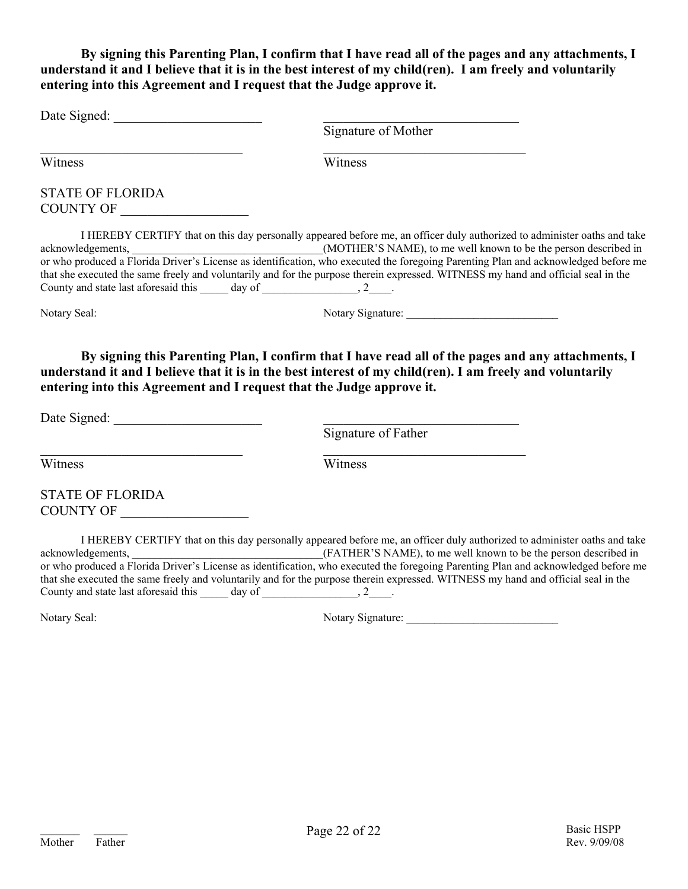**By signing this Parenting Plan, I confirm that I have read all of the pages and any attachments, I understand it and I believe that it is in the best interest of my child(ren). I am freely and voluntarily entering into this Agreement and I request that the Judge approve it.**

Date Signed: ______________________ ______________________________
Signature of Mother

______________________________ ______________________________
Witness Witness

STATE OF FLORIDA
COUNTY OF ___________________

I HEREBY CERTIFY that on this day personally appeared before me, an officer duly authorized to administer oaths and take acknowledgements, __________________________________(MOTHER'S NAME), to me well known to be the person described in or who produced a Florida Driver's License as identification, who executed the foregoing Parenting Plan and acknowledged before me that she executed the same freely and voluntarily and for the purpose therein expressed. WITNESS my hand and official seal in the County and state last aforesaid this _____ day of _________________, 2____.

Notary Seal: Notary Signature: ___________________________

**By signing this Parenting Plan, I confirm that I have read all of the pages and any attachments, I understand it and I believe that it is in the best interest of my child(ren). I am freely and voluntarily entering into this Agreement and I request that the Judge approve it.**

Date Signed: ______________________ ______________________________
Signature of Father

______________________________ ______________________________
Witness Witness

STATE OF FLORIDA
COUNTY OF ___________________

I HEREBY CERTIFY that on this day personally appeared before me, an officer duly authorized to administer oaths and take acknowledgements, __________________________________(FATHER'S NAME), to me well known to be the person described in or who produced a Florida Driver's License as identification, who executed the foregoing Parenting Plan and acknowledged before me that she executed the same freely and voluntarily and for the purpose therein expressed. WITNESS my hand and official seal in the County and state last aforesaid this _____ day of _________________, 2____.

Notary Seal: Notary Signature: ___________________________

_______ ______
Mother Father

Basic HSPP
Rev. 9/09/08